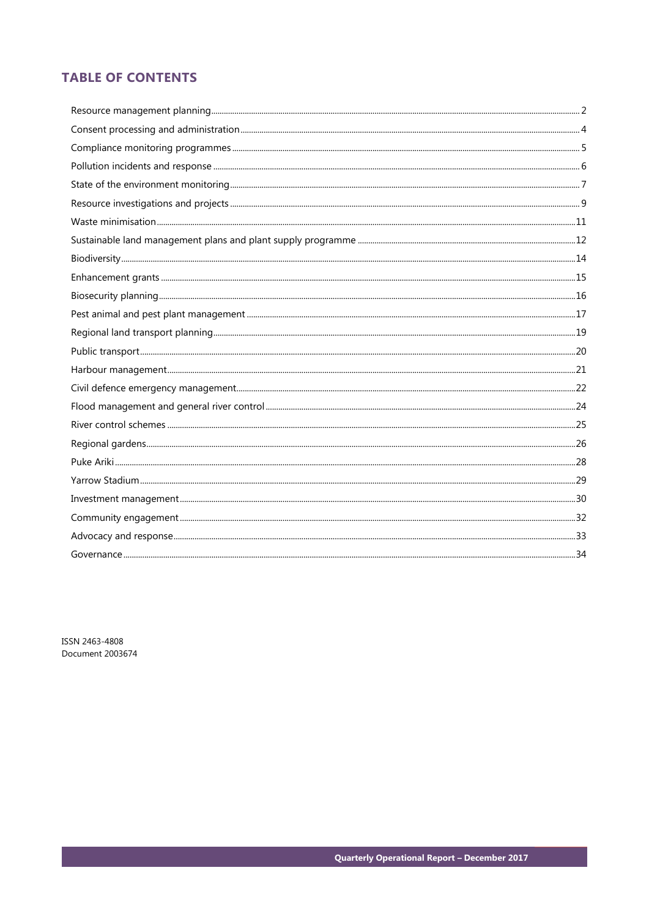## TABLE OF CONTENTS

Resource management planning ........ 2
Consent processing and administration ........ 4
Compliance monitoring programmes ........ 5
Pollution incidents and response ........ 6
State of the environment monitoring ........ 7
Resource investigations and projects ........ 9
Waste minimisation ........ 11
Sustainable land management plans and plant supply programme ........ 12
Biodiversity ........ 14
Enhancement grants ........ 15
Biosecurity planning ........ 16
Pest animal and pest plant management ........ 17
Regional land transport planning ........ 19
Public transport ........ 20
Harbour management ........ 21
Civil defence emergency management ........ 22
Flood management and general river control ........ 24
River control schemes ........ 25
Regional gardens ........ 26
Puke Ariki ........ 28
Yarrow Stadium ........ 29
Investment management ........ 30
Community engagement ........ 32
Advocacy and response ........ 33
Governance ........ 34

ISSN 2463-4808
Document 2003674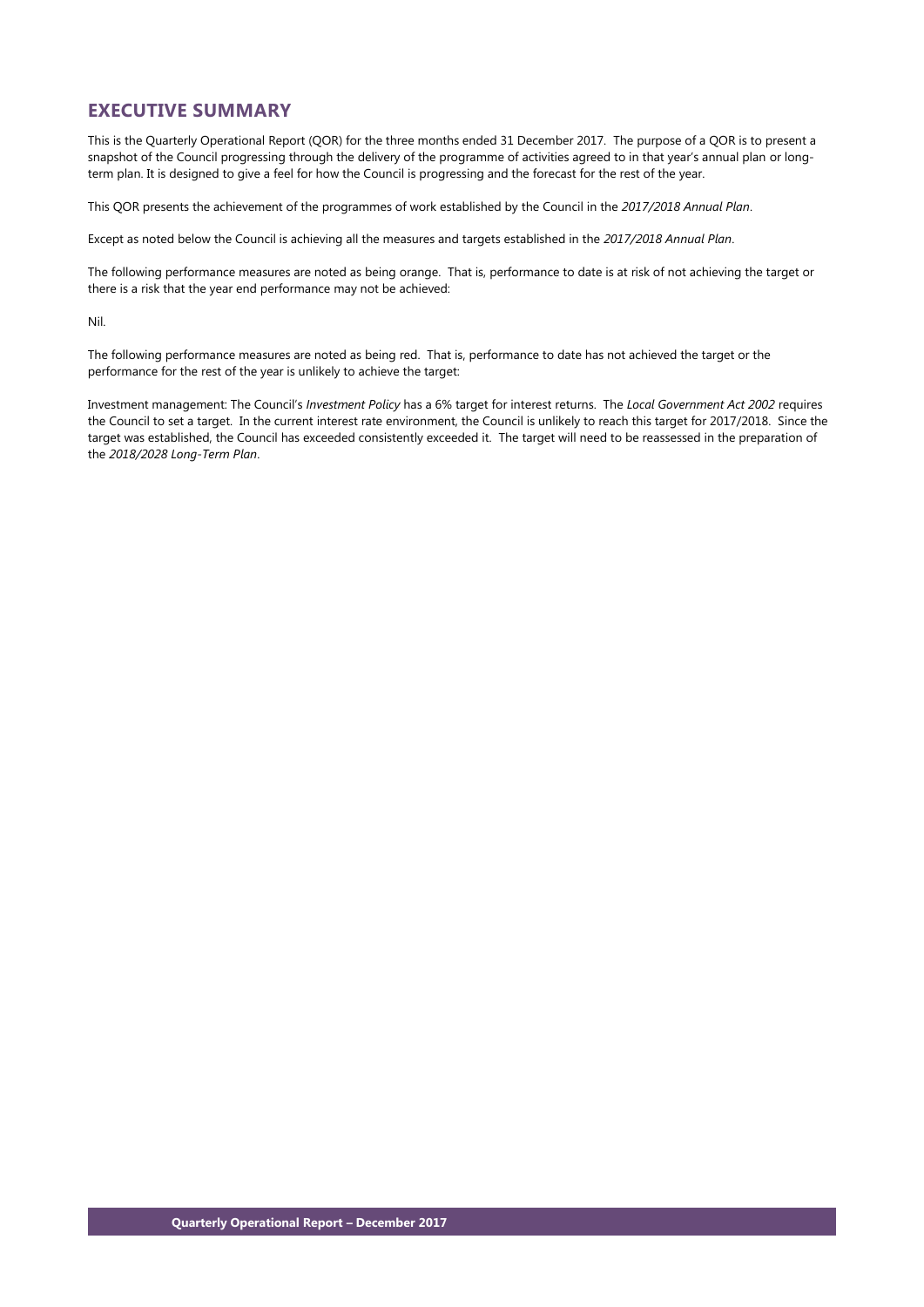## EXECUTIVE SUMMARY

This is the Quarterly Operational Report (QOR) for the three months ended 31 December 2017. The purpose of a QOR is to present a snapshot of the Council progressing through the delivery of the programme of activities agreed to in that year's annual plan or long-term plan. It is designed to give a feel for how the Council is progressing and the forecast for the rest of the year.

This QOR presents the achievement of the programmes of work established by the Council in the *2017/2018 Annual Plan*.

Except as noted below the Council is achieving all the measures and targets established in the *2017/2018 Annual Plan*.

The following performance measures are noted as being orange. That is, performance to date is at risk of not achieving the target or there is a risk that the year end performance may not be achieved:

Nil.

The following performance measures are noted as being red. That is, performance to date has not achieved the target or the performance for the rest of the year is unlikely to achieve the target:

Investment management: The Council's *Investment Policy* has a 6% target for interest returns. The *Local Government Act 2002* requires the Council to set a target. In the current interest rate environment, the Council is unlikely to reach this target for 2017/2018. Since the target was established, the Council has exceeded consistently exceeded it. The target will need to be reassessed in the preparation of the *2018/2028 Long-Term Plan*.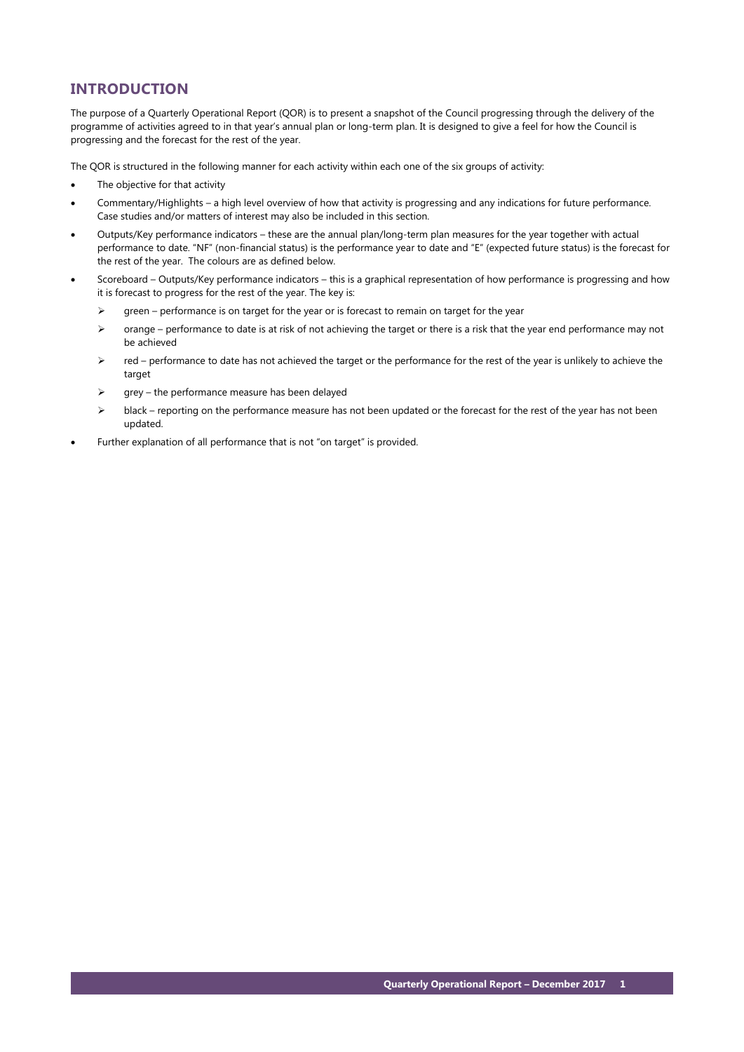## INTRODUCTION

The purpose of a Quarterly Operational Report (QOR) is to present a snapshot of the Council progressing through the delivery of the programme of activities agreed to in that year's annual plan or long-term plan. It is designed to give a feel for how the Council is progressing and the forecast for the rest of the year.

The QOR is structured in the following manner for each activity within each one of the six groups of activity:

- The objective for that activity
- Commentary/Highlights – a high level overview of how that activity is progressing and any indications for future performance. Case studies and/or matters of interest may also be included in this section.
- Outputs/Key performance indicators – these are the annual plan/long-term plan measures for the year together with actual performance to date. "NF" (non-financial status) is the performance year to date and "E" (expected future status) is the forecast for the rest of the year. The colours are as defined below.
- Scoreboard – Outputs/Key performance indicators – this is a graphical representation of how performance is progressing and how it is forecast to progress for the rest of the year. The key is:
  - green – performance is on target for the year or is forecast to remain on target for the year
  - orange – performance to date is at risk of not achieving the target or there is a risk that the year end performance may not be achieved
  - red – performance to date has not achieved the target or the performance for the rest of the year is unlikely to achieve the target
  - grey – the performance measure has been delayed
  - black – reporting on the performance measure has not been updated or the forecast for the rest of the year has not been updated.
- Further explanation of all performance that is not "on target" is provided.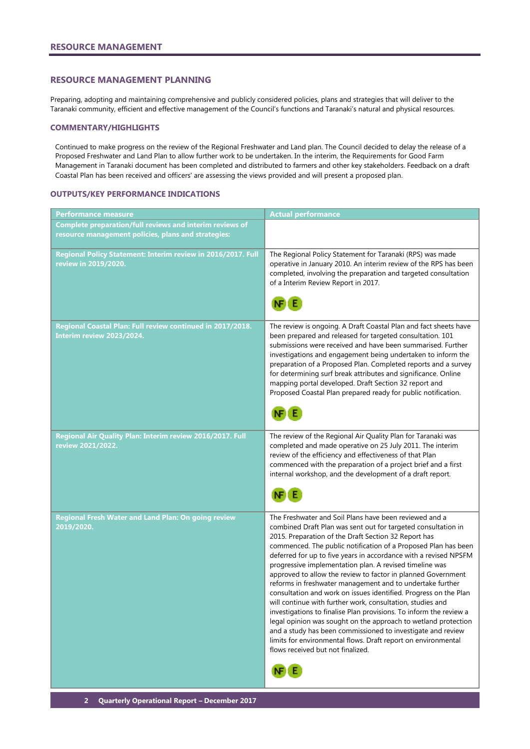# RESOURCE MANAGEMENT

## RESOURCE MANAGEMENT PLANNING

Preparing, adopting and maintaining comprehensive and publicly considered policies, plans and strategies that will deliver to the Taranaki community, efficient and effective management of the Council's functions and Taranaki's natural and physical resources.

### COMMENTARY/HIGHLIGHTS

Continued to make progress on the review of the Regional Freshwater and Land plan. The Council decided to delay the release of a Proposed Freshwater and Land Plan to allow further work to be undertaken. In the interim, the Requirements for Good Farm Management in Taranaki document has been completed and distributed to farmers and other key stakeholders. Feedback on a draft Coastal Plan has been received and officers' are assessing the views provided and will present a proposed plan.

### OUTPUTS/KEY PERFORMANCE INDICATIONS

| Performance measure | Actual performance |
|---|---|
| **Complete preparation/full reviews and interim reviews of resource management policies, plans and strategies:** | |
| **Regional Policy Statement: Interim review in 2016/2017. Full review in 2019/2020.** | The Regional Policy Statement for Taranaki (RPS) was made operative in January 2010. An interim review of the RPS has been completed, involving the preparation and targeted consultation of a Interim Review Report in 2017. NF E |
| **Regional Coastal Plan: Full review continued in 2017/2018. Interim review 2023/2024.** | The review is ongoing. A Draft Coastal Plan and fact sheets have been prepared and released for targeted consultation. 101 submissions were received and have been summarised. Further investigations and engagement being undertaken to inform the preparation of a Proposed Plan. Completed reports and a survey for determining surf break attributes and significance. Online mapping portal developed. Draft Section 32 report and Proposed Coastal Plan prepared ready for public notification. NF E |
| **Regional Air Quality Plan: Interim review 2016/2017. Full review 2021/2022.** | The review of the Regional Air Quality Plan for Taranaki was completed and made operative on 25 July 2011. The interim review of the efficiency and effectiveness of that Plan commenced with the preparation of a project brief and a first internal workshop, and the development of a draft report. NF E |
| **Regional Fresh Water and Land Plan: On going review 2019/2020.** | The Freshwater and Soil Plans have been reviewed and a combined Draft Plan was sent out for targeted consultation in 2015. Preparation of the Draft Section 32 Report has commenced. The public notification of a Proposed Plan has been deferred for up to five years in accordance with a revised NPSFM progressive implementation plan. A revised timeline was approved to allow the review to factor in planned Government reforms in freshwater management and to undertake further consultation and work on issues identified. Progress on the Plan will continue with further work, consultation, studies and investigations to finalise Plan provisions. To inform the review a legal opinion was sought on the approach to wetland protection and a study has been commissioned to investigate and review limits for environmental flows. Draft report on environmental flows received but not finalized. NF E |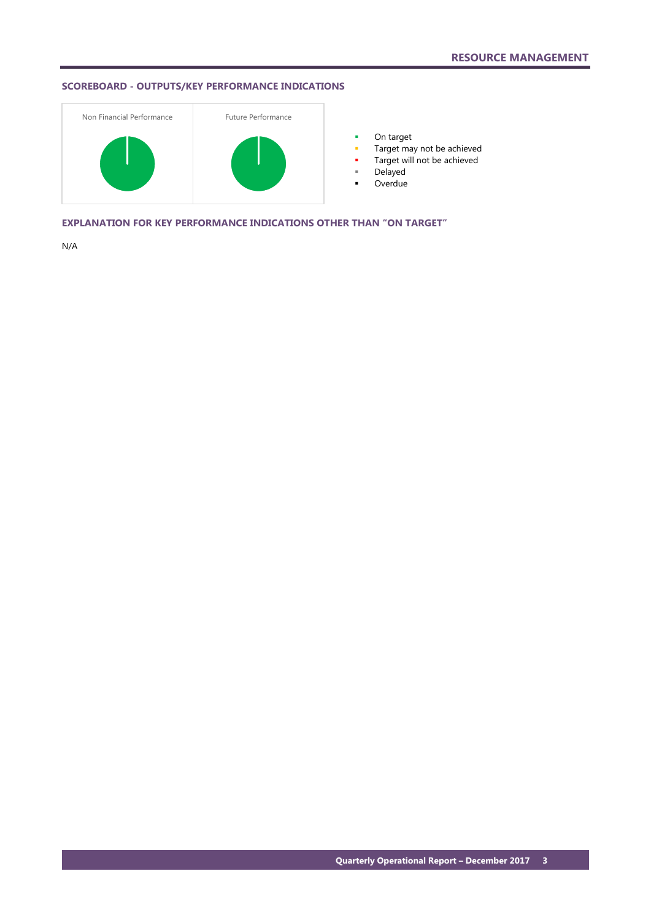## RESOURCE MANAGEMENT

### SCOREBOARD - OUTPUTS/KEY PERFORMANCE INDICATIONS

| Non Financial Performance | Future Performance |
| --- | --- |

- On target
- Target may not be achieved
- Target will not be achieved
- Delayed
- Overdue

### EXPLANATION FOR KEY PERFORMANCE INDICATIONS OTHER THAN "ON TARGET"

N/A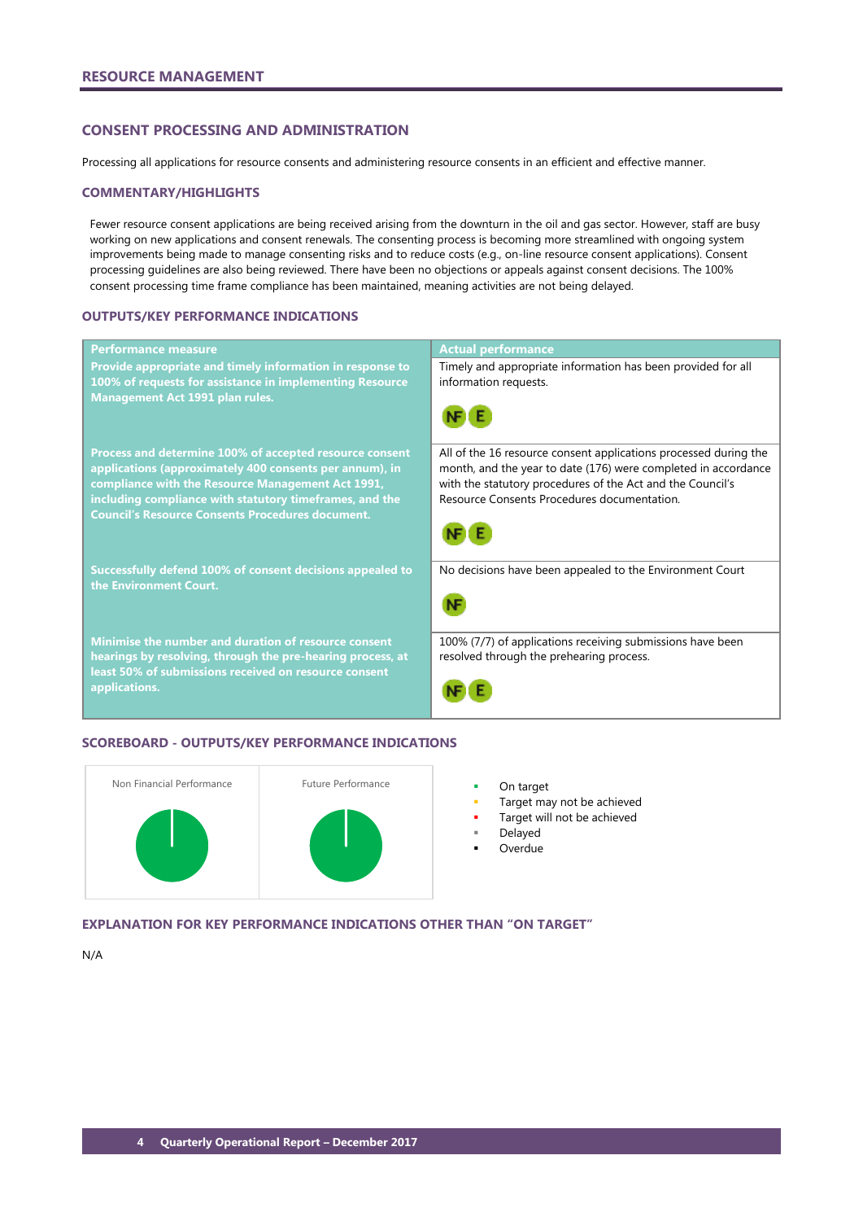## RESOURCE MANAGEMENT

### CONSENT PROCESSING AND ADMINISTRATION

Processing all applications for resource consents and administering resource consents in an efficient and effective manner.

#### COMMENTARY/HIGHLIGHTS

Fewer resource consent applications are being received arising from the downturn in the oil and gas sector. However, staff are busy working on new applications and consent renewals. The consenting process is becoming more streamlined with ongoing system improvements being made to manage consenting risks and to reduce costs (e.g., on-line resource consent applications). Consent processing guidelines are also being reviewed. There have been no objections or appeals against consent decisions. The 100% consent processing time frame compliance has been maintained, meaning activities are not being delayed.

#### OUTPUTS/KEY PERFORMANCE INDICATIONS

| Performance measure | Actual performance |
|---|---|
| **Provide appropriate and timely information in response to 100% of requests for assistance in implementing Resource Management Act 1991 plan rules.** | Timely and appropriate information has been provided for all information requests. NF E |
| **Process and determine 100% of accepted resource consent applications (approximately 400 consents per annum), in compliance with the Resource Management Act 1991, including compliance with statutory timeframes, and the Council's Resource Consents Procedures document.** | All of the 16 resource consent applications processed during the month, and the year to date (176) were completed in accordance with the statutory procedures of the Act and the Council's Resource Consents Procedures documentation. NF E |
| **Successfully defend 100% of consent decisions appealed to the Environment Court.** | No decisions have been appealed to the Environment Court NF |
| **Minimise the number and duration of resource consent hearings by resolving, through the pre-hearing process, at least 50% of submissions received on resource consent applications.** | 100% (7/7) of applications receiving submissions have been resolved through the prehearing process. NF E |

#### SCOREBOARD - OUTPUTS/KEY PERFORMANCE INDICATIONS

| Non Financial Performance | Future Performance |
|---|---|
| | |

- On target
- Target may not be achieved
- Target will not be achieved
- Delayed
- Overdue

#### EXPLANATION FOR KEY PERFORMANCE INDICATIONS OTHER THAN "ON TARGET"

N/A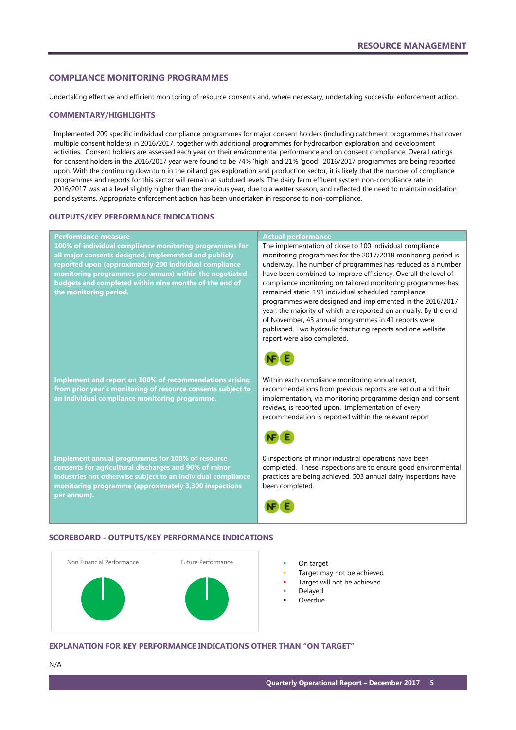# RESOURCE MANAGEMENT

## COMPLIANCE MONITORING PROGRAMMES

Undertaking effective and efficient monitoring of resource consents and, where necessary, undertaking successful enforcement action.

### COMMENTARY/HIGHLIGHTS

Implemented 209 specific individual compliance programmes for major consent holders (including catchment programmes that cover multiple consent holders) in 2016/2017, together with additional programmes for hydrocarbon exploration and development activities. Consent holders are assessed each year on their environmental performance and on consent compliance. Overall ratings for consent holders in the 2016/2017 year were found to be 74% 'high' and 21% 'good'. 2016/2017 programmes are being reported upon. With the continuing downturn in the oil and gas exploration and production sector, it is likely that the number of compliance programmes and reports for this sector will remain at subdued levels. The dairy farm effluent system non-compliance rate in 2016/2017 was at a level slightly higher than the previous year, due to a wetter season, and reflected the need to maintain oxidation pond systems. Appropriate enforcement action has been undertaken in response to non-compliance.

### OUTPUTS/KEY PERFORMANCE INDICATIONS

| Performance measure | Actual performance |
|---|---|
| **100% of individual compliance monitoring programmes for all major consents designed, implemented and publicly reported upon (approximately 200 individual compliance monitoring programmes per annum) within the negotiated budgets and completed within nine months of the end of the monitoring period.** | The implementation of close to 100 individual compliance monitoring programmes for the 2017/2018 monitoring period is underway. The number of programmes has reduced as a number have been combined to improve efficiency. Overall the level of compliance monitoring on tailored monitoring programmes has remained static. 191 individual scheduled compliance programmes were designed and implemented in the 2016/2017 year, the majority of which are reported on annually. By the end of November, 43 annual programmes in 41 reports were published. Two hydraulic fracturing reports and one wellsite report were also completed. NF E |
| **Implement and report on 100% of recommendations arising from prior year's monitoring of resource consents subject to an individual compliance monitoring programme.** | Within each compliance monitoring annual report, recommendations from previous reports are set out and their implementation, via monitoring programme design and consent reviews, is reported upon. Implementation of every recommendation is reported within the relevant report. NF E |
| **Implement annual programmes for 100% of resource consents for agricultural discharges and 90% of minor industries not otherwise subject to an individual compliance monitoring programme (approximately 3,300 inspections per annum).** | 0 inspections of minor industrial operations have been completed. These inspections are to ensure good environmental practices are being achieved. 503 annual dairy inspections have been completed. NF E |

### SCOREBOARD - OUTPUTS/KEY PERFORMANCE INDICATIONS

Non Financial Performance | Future Performance

- On target
- Target may not be achieved
- Target will not be achieved
- Delayed
- Overdue

### EXPLANATION FOR KEY PERFORMANCE INDICATIONS OTHER THAN "ON TARGET"

N/A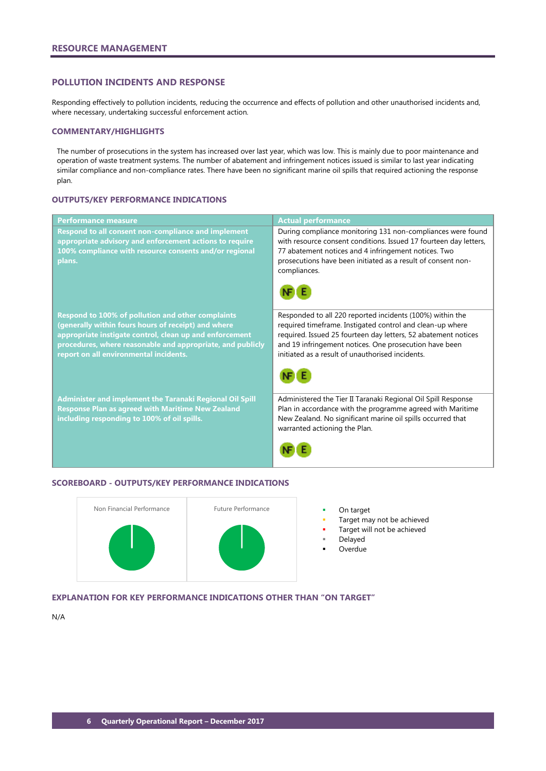## RESOURCE MANAGEMENT

### POLLUTION INCIDENTS AND RESPONSE

Responding effectively to pollution incidents, reducing the occurrence and effects of pollution and other unauthorised incidents and, where necessary, undertaking successful enforcement action.

#### COMMENTARY/HIGHLIGHTS

The number of prosecutions in the system has increased over last year, which was low. This is mainly due to poor maintenance and operation of waste treatment systems. The number of abatement and infringement notices issued is similar to last year indicating similar compliance and non-compliance rates. There have been no significant marine oil spills that required actioning the response plan.

#### OUTPUTS/KEY PERFORMANCE INDICATIONS

| Performance measure | Actual performance |
|---|---|
| **Respond to all consent non-compliance and implement appropriate advisory and enforcement actions to require 100% compliance with resource consents and/or regional plans.** | During compliance monitoring 131 non-compliances were found with resource consent conditions. Issued 17 fourteen day letters, 77 abatement notices and 4 infringement notices. Two prosecutions have been initiated as a result of consent non-compliances. NF E |
| **Respond to 100% of pollution and other complaints (generally within fours hours of receipt) and where appropriate instigate control, clean up and enforcement procedures, where reasonable and appropriate, and publicly report on all environmental incidents.** | Responded to all 220 reported incidents (100%) within the required timeframe. Instigated control and clean-up where required. Issued 25 fourteen day letters, 52 abatement notices and 19 infringement notices. One prosecution have been initiated as a result of unauthorised incidents. NF E |
| **Administer and implement the Taranaki Regional Oil Spill Response Plan as agreed with Maritime New Zealand including responding to 100% of oil spills.** | Administered the Tier II Taranaki Regional Oil Spill Response Plan in accordance with the programme agreed with Maritime New Zealand. No significant marine oil spills occurred that warranted actioning the Plan. NF E |

#### SCOREBOARD - OUTPUTS/KEY PERFORMANCE INDICATIONS

Non Financial Performance | Future Performance

- On target
- Target may not be achieved
- Target will not be achieved
- Delayed
- Overdue

#### EXPLANATION FOR KEY PERFORMANCE INDICATIONS OTHER THAN "ON TARGET"

N/A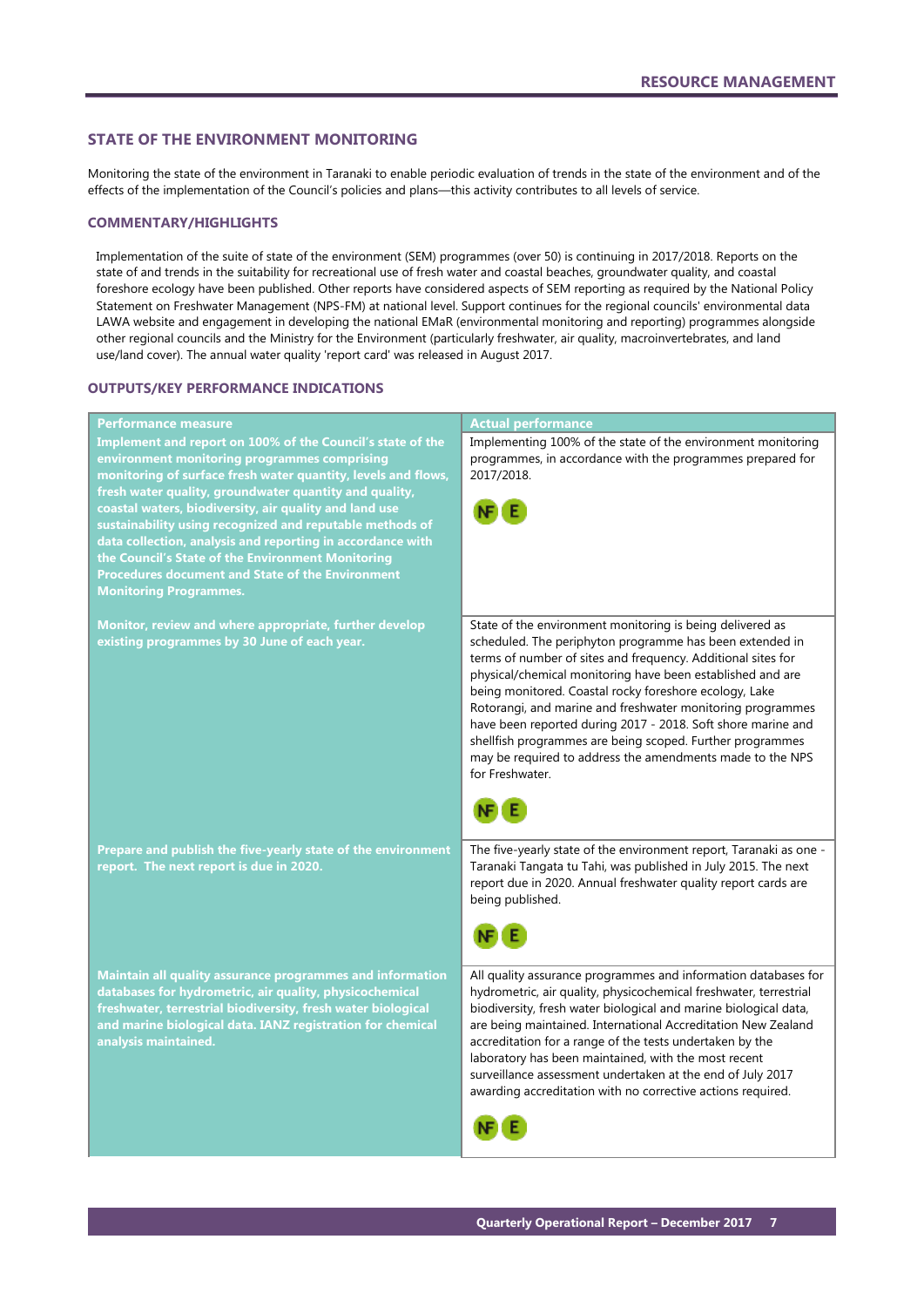## STATE OF THE ENVIRONMENT MONITORING

Monitoring the state of the environment in Taranaki to enable periodic evaluation of trends in the state of the environment and of the effects of the implementation of the Council's policies and plans—this activity contributes to all levels of service.

### COMMENTARY/HIGHLIGHTS

Implementation of the suite of state of the environment (SEM) programmes (over 50) is continuing in 2017/2018. Reports on the state of and trends in the suitability for recreational use of fresh water and coastal beaches, groundwater quality, and coastal foreshore ecology have been published. Other reports have considered aspects of SEM reporting as required by the National Policy Statement on Freshwater Management (NPS-FM) at national level. Support continues for the regional councils' environmental data LAWA website and engagement in developing the national EMaR (environmental monitoring and reporting) programmes alongside other regional councils and the Ministry for the Environment (particularly freshwater, air quality, macroinvertebrates, and land use/land cover). The annual water quality 'report card' was released in August 2017.

### OUTPUTS/KEY PERFORMANCE INDICATIONS

| Performance measure | Actual performance |
|---|---|
| **Implement and report on 100% of the Council's state of the environment monitoring programmes comprising monitoring of surface fresh water quantity, levels and flows, fresh water quality, groundwater quantity and quality, coastal waters, biodiversity, air quality and land use sustainability using recognized and reputable methods of data collection, analysis and reporting in accordance with the Council's State of the Environment Monitoring Procedures document and State of the Environment Monitoring Programmes.** | Implementing 100% of the state of the environment monitoring programmes, in accordance with the programmes prepared for 2017/2018. NF E |
| **Monitor, review and where appropriate, further develop existing programmes by 30 June of each year.** | State of the environment monitoring is being delivered as scheduled. The periphyton programme has been extended in terms of number of sites and frequency. Additional sites for physical/chemical monitoring have been established and are being monitored. Coastal rocky foreshore ecology, Lake Rotorangi, and marine and freshwater monitoring programmes have been reported during 2017 - 2018. Soft shore marine and shellfish programmes are being scoped. Further programmes may be required to address the amendments made to the NPS for Freshwater. NF E |
| **Prepare and publish the five-yearly state of the environment report. The next report is due in 2020.** | The five-yearly state of the environment report, Taranaki as one - Taranaki Tangata tu Tahi, was published in July 2015. The next report due in 2020. Annual freshwater quality report cards are being published. NF E |
| **Maintain all quality assurance programmes and information databases for hydrometric, air quality, physicochemical freshwater, terrestrial biodiversity, fresh water biological and marine biological data. IANZ registration for chemical analysis maintained.** | All quality assurance programmes and information databases for hydrometric, air quality, physicochemical freshwater, terrestrial biodiversity, fresh water biological and marine biological data, are being maintained. International Accreditation New Zealand accreditation for a range of the tests undertaken by the laboratory has been maintained, with the most recent surveillance assessment undertaken at the end of July 2017 awarding accreditation with no corrective actions required. NF E |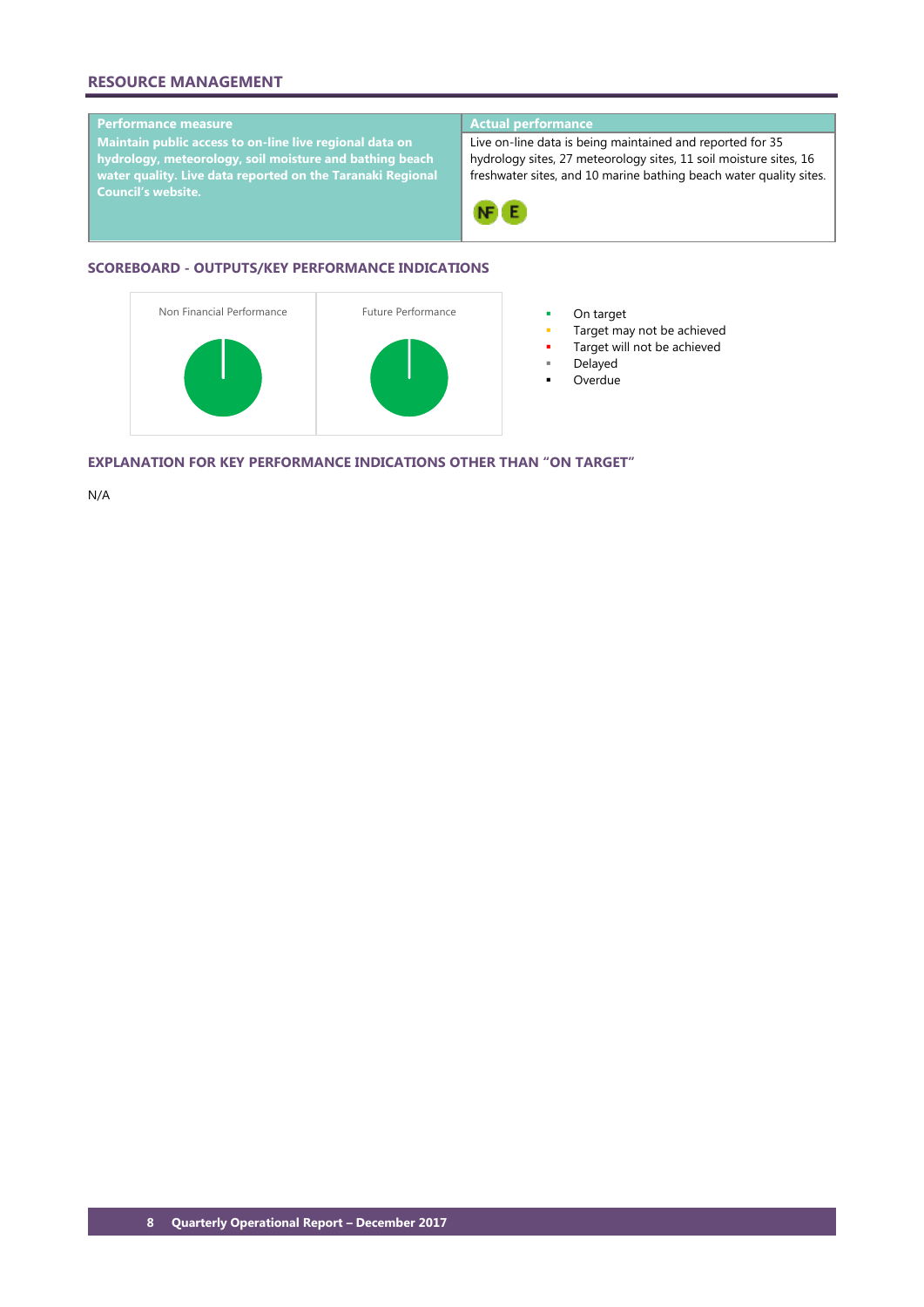## RESOURCE MANAGEMENT

| Performance measure | Actual performance |
|---|---|
| **Maintain public access to on-line live regional data on hydrology, meteorology, soil moisture and bathing beach water quality. Live data reported on the Taranaki Regional Council's website.** | Live on-line data is being maintained and reported for 35 hydrology sites, 27 meteorology sites, 11 soil moisture sites, 16 freshwater sites, and 10 marine bathing beach water quality sites. NF E |

### SCOREBOARD - OUTPUTS/KEY PERFORMANCE INDICATIONS

Non Financial Performance

Future Performance

- On target
- Target may not be achieved
- Target will not be achieved
- Delayed
- Overdue

### EXPLANATION FOR KEY PERFORMANCE INDICATIONS OTHER THAN "ON TARGET"

N/A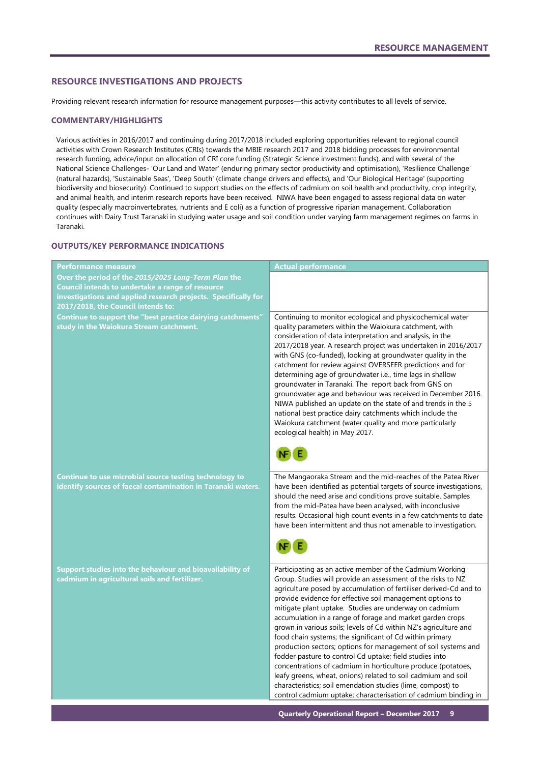## RESOURCE INVESTIGATIONS AND PROJECTS

Providing relevant research information for resource management purposes—this activity contributes to all levels of service.

### COMMENTARY/HIGHLIGHTS

Various activities in 2016/2017 and continuing during 2017/2018 included exploring opportunities relevant to regional council activities with Crown Research Institutes (CRIs) towards the MBIE research 2017 and 2018 bidding processes for environmental research funding, advice/input on allocation of CRI core funding (Strategic Science investment funds), and with several of the National Science Challenges- 'Our Land and Water' (enduring primary sector productivity and optimisation), 'Resilience Challenge' (natural hazards), 'Sustainable Seas', 'Deep South' (climate change drivers and effects), and 'Our Biological Heritage' (supporting biodiversity and biosecurity). Continued to support studies on the effects of cadmium on soil health and productivity, crop integrity, and animal health, and interim research reports have been received. NIWA have been engaged to assess regional data on water quality (especially macroinvertebrates, nutrients and E coli) as a function of progressive riparian management. Collaboration continues with Dairy Trust Taranaki in studying water usage and soil condition under varying farm management regimes on farms in Taranaki.

### OUTPUTS/KEY PERFORMANCE INDICATIONS

| Performance measure | Actual performance |
|---|---|
| **Over the period of the *2015/2025 Long-Term Plan* the Council intends to undertake a range of resource investigations and applied research projects. Specifically for 2017/2018, the Council intends to:** | |
| **Continue to support the "best practice dairying catchments" study in the Waiokura Stream catchment.** | Continuing to monitor ecological and physicochemical water quality parameters within the Waiokura catchment, with consideration of data interpretation and analysis, in the 2017/2018 year. A research project was undertaken in 2016/2017 with GNS (co-funded), looking at groundwater quality in the catchment for review against OVERSEER predictions and for determining age of groundwater i.e., time lags in shallow groundwater in Taranaki. The report back from GNS on groundwater age and behaviour was received in December 2016. NIWA published an update on the state of and trends in the 5 national best practice dairy catchments which include the Waiokura catchment (water quality and more particularly ecological health) in May 2017. NF E |
| **Continue to use microbial source testing technology to identify sources of faecal contamination in Taranaki waters.** | The Mangaoraka Stream and the mid-reaches of the Patea River have been identified as potential targets of source investigations, should the need arise and conditions prove suitable. Samples from the mid-Patea have been analysed, with inconclusive results. Occasional high count events in a few catchments to date have been intermittent and thus not amenable to investigation. NF E |
| **Support studies into the behaviour and bioavailability of cadmium in agricultural soils and fertilizer.** | Participating as an active member of the Cadmium Working Group. Studies will provide an assessment of the risks to NZ agriculture posed by accumulation of fertiliser derived-Cd and to provide evidence for effective soil management options to mitigate plant uptake. Studies are underway on cadmium accumulation in a range of forage and market garden crops grown in various soils; levels of Cd within NZ's agriculture and food chain systems; the significant of Cd within primary production sectors; options for management of soil systems and fodder pasture to control Cd uptake; field studies into concentrations of cadmium in horticulture produce (potatoes, leafy greens, wheat, onions) related to soil cadmium and soil characteristics; soil emendation studies (lime, compost) to control cadmium uptake; characterisation of cadmium binding in |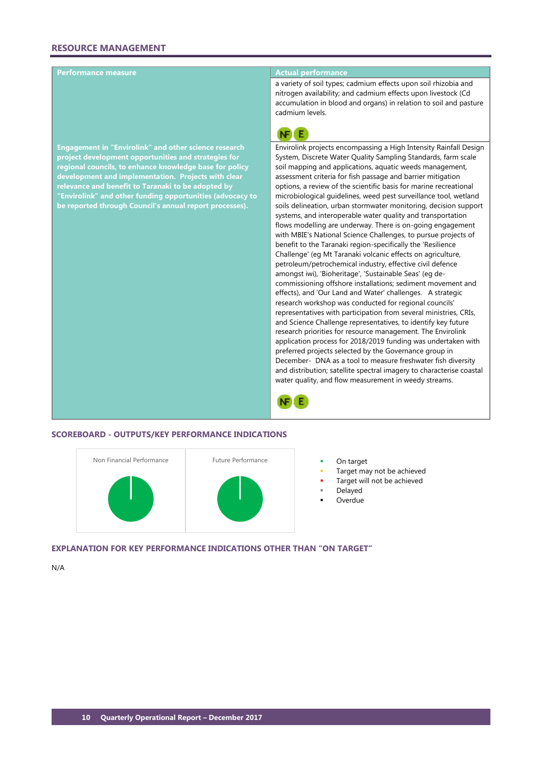## RESOURCE MANAGEMENT

| Performance measure | Actual performance |
|---|---|
| | a variety of soil types; cadmium effects upon soil rhizobia and nitrogen availability; and cadmium effects upon livestock (Cd accumulation in blood and organs) in relation to soil and pasture cadmium levels. NF E |
| **Engagement in "Envirolink" and other science research project development opportunities and strategies for regional councils, to enhance knowledge base for policy development and implementation. Projects with clear relevance and benefit to Taranaki to be adopted by "Envirolink" and other funding opportunities (advocacy to be reported through Council's annual report processes).** | Envirolink projects encompassing a High Intensity Rainfall Design System, Discrete Water Quality Sampling Standards, farm scale soil mapping and applications, aquatic weeds management, assessment criteria for fish passage and barrier mitigation options, a review of the scientific basis for marine recreational microbiological guidelines, weed pest surveillance tool, wetland soils delineation, urban stormwater monitoring, decision support systems, and interoperable water quality and transportation flows modelling are underway. There is on-going engagement with MBIE's National Science Challenges, to pursue projects of benefit to the Taranaki region-specifically the 'Resilience Challenge' (eg Mt Taranaki volcanic effects on agriculture, petroleum/petrochemical industry, effective civil defence amongst iwi), 'Bioheritage', 'Sustainable Seas' (eg de-commissioning offshore installations; sediment movement and effects), and 'Our Land and Water' challenges. A strategic research workshop was conducted for regional councils' representatives with participation from several ministries, CRIs, and Science Challenge representatives, to identify key future research priorities for resource management. The Envirolink application process for 2018/2019 funding was undertaken with preferred projects selected by the Governance group in December- DNA as a tool to measure freshwater fish diversity and distribution; satellite spectral imagery to characterise coastal water quality, and flow measurement in weedy streams. NF E |

## SCOREBOARD - OUTPUTS/KEY PERFORMANCE INDICATIONS

Non Financial Performance

Future Performance

- On target
- Target may not be achieved
- Target will not be achieved
- Delayed
- Overdue

## EXPLANATION FOR KEY PERFORMANCE INDICATIONS OTHER THAN "ON TARGET"

N/A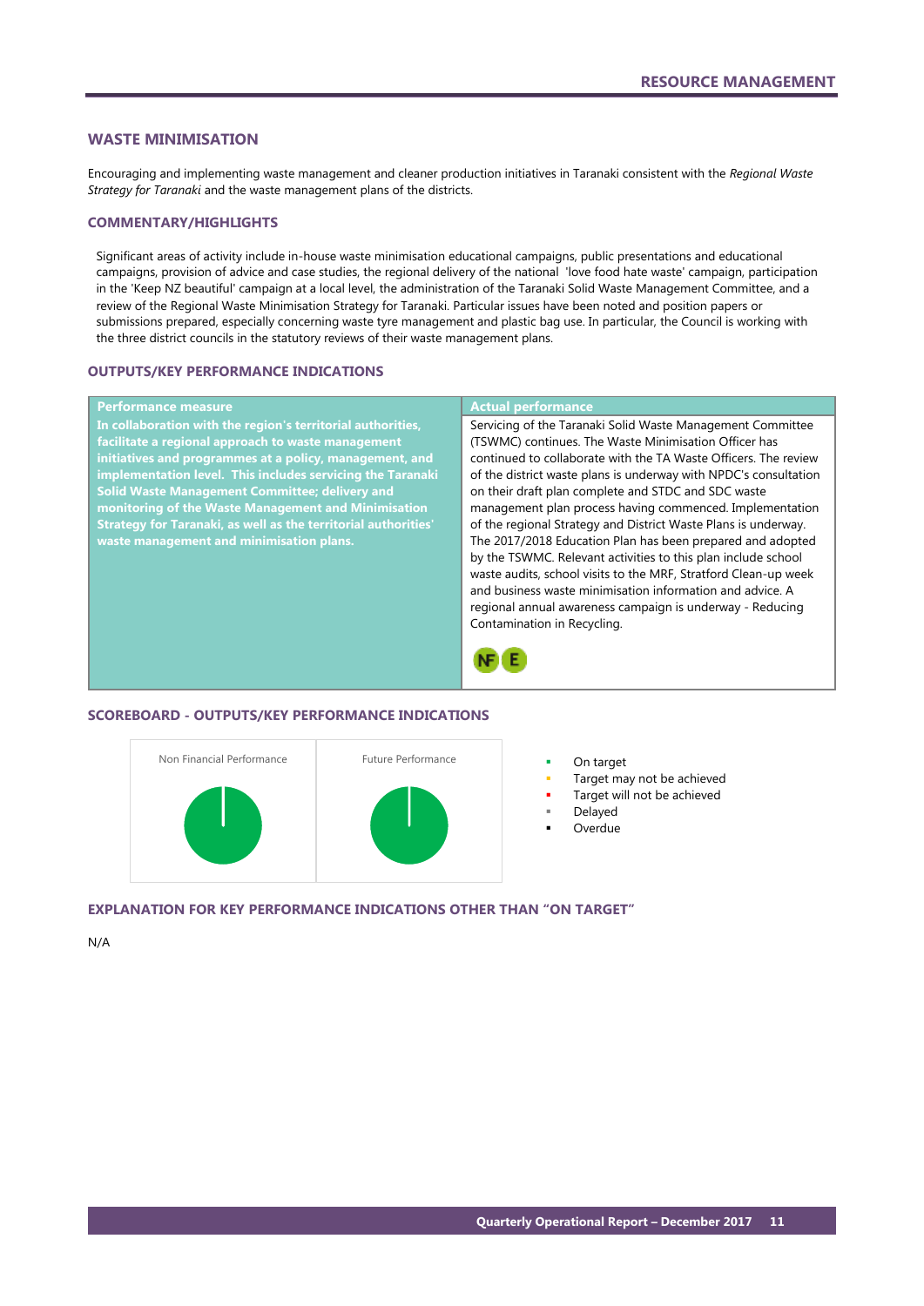## WASTE MINIMISATION

Encouraging and implementing waste management and cleaner production initiatives in Taranaki consistent with the *Regional Waste Strategy for Taranaki* and the waste management plans of the districts.

### COMMENTARY/HIGHLIGHTS

Significant areas of activity include in-house waste minimisation educational campaigns, public presentations and educational campaigns, provision of advice and case studies, the regional delivery of the national 'love food hate waste' campaign, participation in the 'Keep NZ beautiful' campaign at a local level, the administration of the Taranaki Solid Waste Management Committee, and a review of the Regional Waste Minimisation Strategy for Taranaki. Particular issues have been noted and position papers or submissions prepared, especially concerning waste tyre management and plastic bag use. In particular, the Council is working with the three district councils in the statutory reviews of their waste management plans.

### OUTPUTS/KEY PERFORMANCE INDICATIONS

| Performance measure | Actual performance |
|---|---|
| **In collaboration with the region's territorial authorities, facilitate a regional approach to waste management initiatives and programmes at a policy, management, and implementation level. This includes servicing the Taranaki Solid Waste Management Committee; delivery and monitoring of the Waste Management and Minimisation Strategy for Taranaki, as well as the territorial authorities' waste management and minimisation plans.** | Servicing of the Taranaki Solid Waste Management Committee (TSWMC) continues. The Waste Minimisation Officer has continued to collaborate with the TA Waste Officers. The review of the district waste plans is underway with NPDC's consultation on their draft plan complete and STDC and SDC waste management plan process having commenced. Implementation of the regional Strategy and District Waste Plans is underway. The 2017/2018 Education Plan has been prepared and adopted by the TSWMC. Relevant activities to this plan include school waste audits, school visits to the MRF, Stratford Clean-up week and business waste minimisation information and advice. A regional annual awareness campaign is underway - Reducing Contamination in Recycling. NF E |

### SCOREBOARD - OUTPUTS/KEY PERFORMANCE INDICATIONS

Non Financial Performance

Future Performance

- On target
- Target may not be achieved
- Target will not be achieved
- Delayed
- Overdue

### EXPLANATION FOR KEY PERFORMANCE INDICATIONS OTHER THAN "ON TARGET"

N/A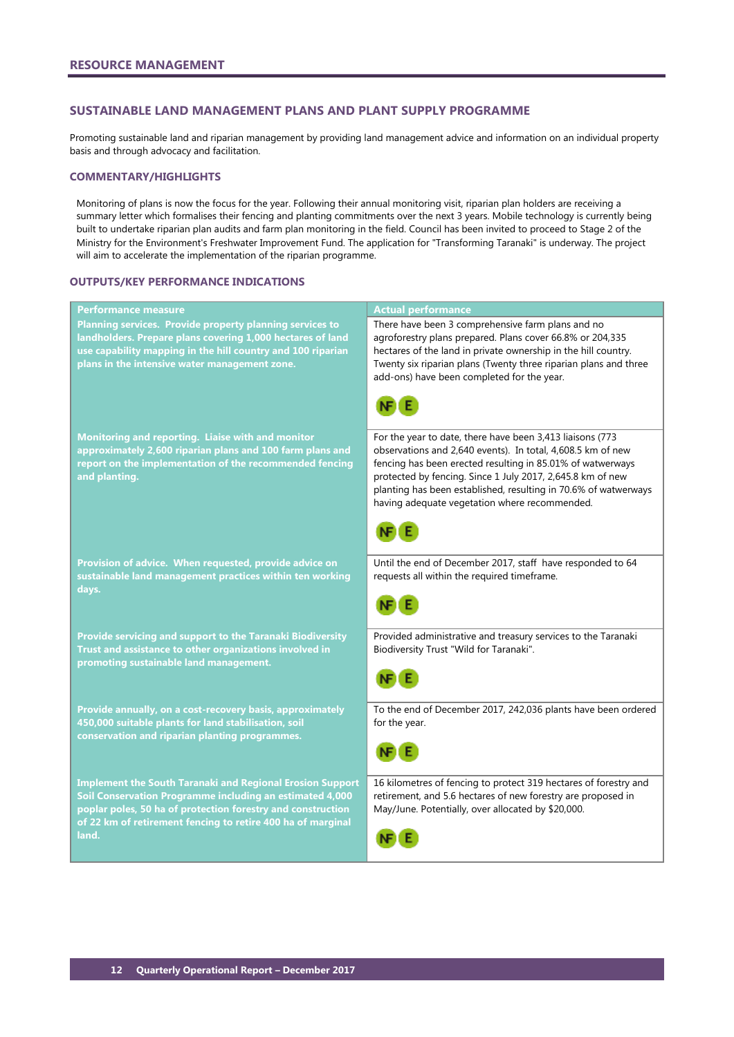## RESOURCE MANAGEMENT

### SUSTAINABLE LAND MANAGEMENT PLANS AND PLANT SUPPLY PROGRAMME

Promoting sustainable land and riparian management by providing land management advice and information on an individual property basis and through advocacy and facilitation.

#### COMMENTARY/HIGHLIGHTS

Monitoring of plans is now the focus for the year. Following their annual monitoring visit, riparian plan holders are receiving a summary letter which formalises their fencing and planting commitments over the next 3 years. Mobile technology is currently being built to undertake riparian plan audits and farm plan monitoring in the field. Council has been invited to proceed to Stage 2 of the Ministry for the Environment's Freshwater Improvement Fund. The application for "Transforming Taranaki" is underway. The project will aim to accelerate the implementation of the riparian programme.

#### OUTPUTS/KEY PERFORMANCE INDICATIONS

| Performance measure | Actual performance |
|---|---|
| **Planning services. Provide property planning services to landholders. Prepare plans covering 1,000 hectares of land use capability mapping in the hill country and 100 riparian plans in the intensive water management zone.** | There have been 3 comprehensive farm plans and no agroforestry plans prepared. Plans cover 66.8% or 204,335 hectares of the land in private ownership in the hill country. Twenty six riparian plans (Twenty three riparian plans and three add-ons) have been completed for the year. NF E |
| **Monitoring and reporting. Liaise with and monitor approximately 2,600 riparian plans and 100 farm plans and report on the implementation of the recommended fencing and planting.** | For the year to date, there have been 3,413 liaisons (773 observations and 2,640 events). In total, 4,608.5 km of new fencing has been erected resulting in 85.01% of waterways protected by fencing. Since 1 July 2017, 2,645.8 km of new planting has been established, resulting in 70.6% of waterways having adequate vegetation where recommended. NF E |
| **Provision of advice. When requested, provide advice on sustainable land management practices within ten working days.** | Until the end of December 2017, staff have responded to 64 requests all within the required timeframe. NF E |
| **Provide servicing and support to the Taranaki Biodiversity Trust and assistance to other organizations involved in promoting sustainable land management.** | Provided administrative and treasury services to the Taranaki Biodiversity Trust "Wild for Taranaki". NF E |
| **Provide annually, on a cost-recovery basis, approximately 450,000 suitable plants for land stabilisation, soil conservation and riparian planting programmes.** | To the end of December 2017, 242,036 plants have been ordered for the year. NF E |
| **Implement the South Taranaki and Regional Erosion Support Soil Conservation Programme including an estimated 4,000 poplar poles, 50 ha of protection forestry and construction of 22 km of retirement fencing to retire 400 ha of marginal land.** | 16 kilometres of fencing to protect 319 hectares of forestry and retirement, and 5.6 hectares of new forestry are proposed in May/June. Potentially, over allocated by $20,000. NF E |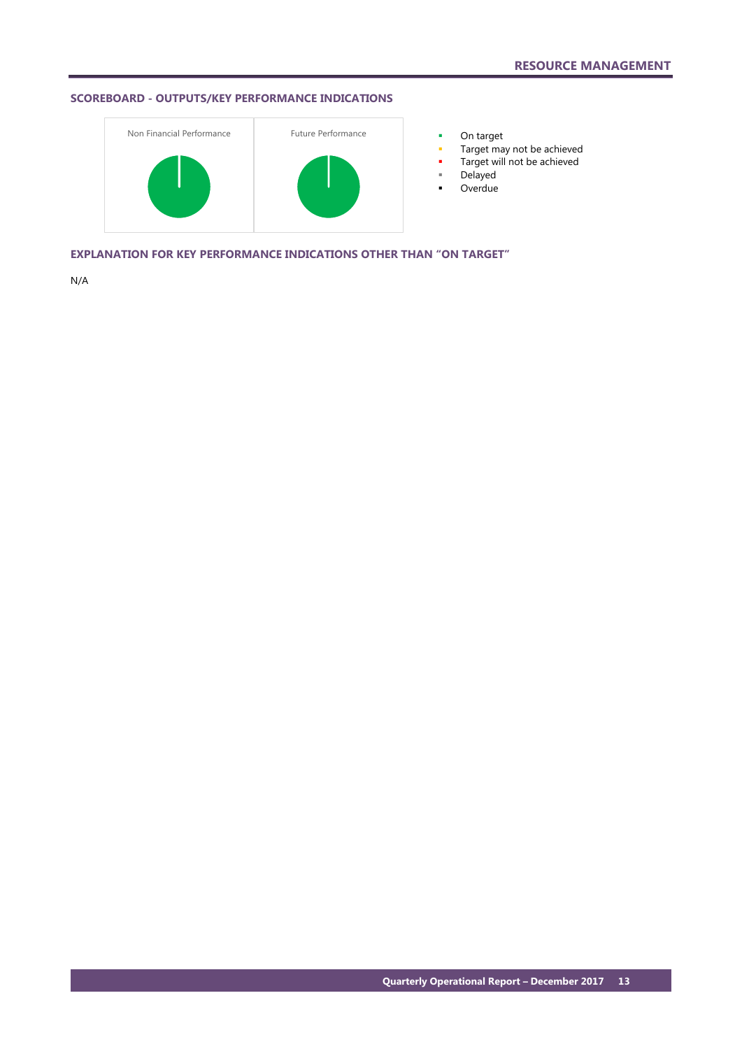## RESOURCE MANAGEMENT

### SCOREBOARD - OUTPUTS/KEY PERFORMANCE INDICATIONS

Non Financial Performance

Future Performance

- On target
- Target may not be achieved
- Target will not be achieved
- Delayed
- Overdue

### EXPLANATION FOR KEY PERFORMANCE INDICATIONS OTHER THAN "ON TARGET"

N/A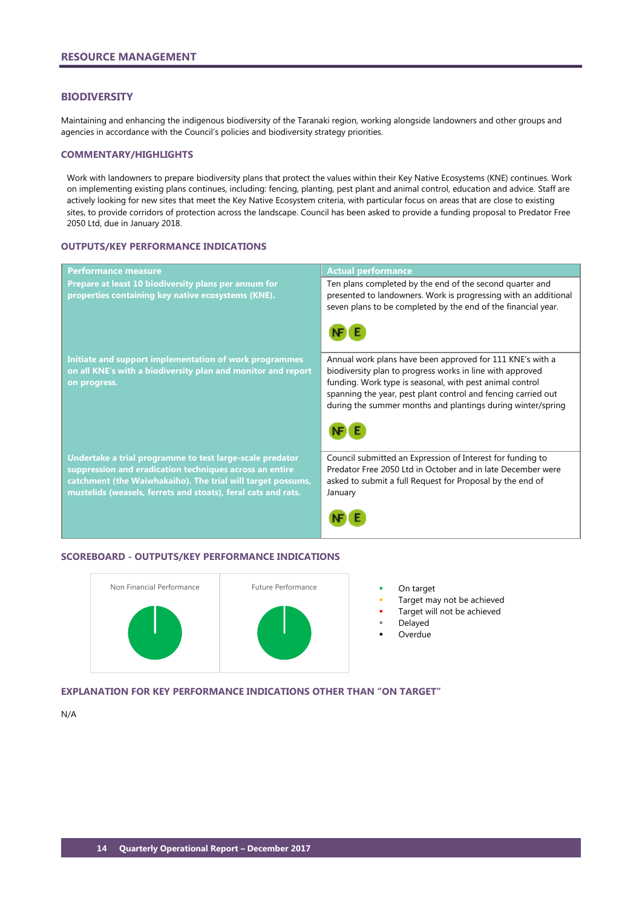## RESOURCE MANAGEMENT

### BIODIVERSITY

Maintaining and enhancing the indigenous biodiversity of the Taranaki region, working alongside landowners and other groups and agencies in accordance with the Council's policies and biodiversity strategy priorities.

#### COMMENTARY/HIGHLIGHTS

Work with landowners to prepare biodiversity plans that protect the values within their Key Native Ecosystems (KNE) continues. Work on implementing existing plans continues, including: fencing, planting, pest plant and animal control, education and advice. Staff are actively looking for new sites that meet the Key Native Ecosystem criteria, with particular focus on areas that are close to existing sites, to provide corridors of protection across the landscape. Council has been asked to provide a funding proposal to Predator Free 2050 Ltd, due in January 2018.

#### OUTPUTS/KEY PERFORMANCE INDICATIONS

| Performance measure | Actual performance |
|---|---|
| **Prepare at least 10 biodiversity plans per annum for properties containing key native ecosystems (KNE).** | Ten plans completed by the end of the second quarter and presented to landowners. Work is progressing with an additional seven plans to be completed by the end of the financial year. NF E |
| **Initiate and support implementation of work programmes on all KNE's with a biodiversity plan and monitor and report on progress.** | Annual work plans have been approved for 111 KNE's with a biodiversity plan to progress works in line with approved funding. Work type is seasonal, with pest animal control spanning the year, pest plant control and fencing carried out during the summer months and plantings during winter/spring NF E |
| **Undertake a trial programme to test large-scale predator suppression and eradication techniques across an entire catchment (the Waiwhakaiho). The trial will target possums, mustelids (weasels, ferrets and stoats), feral cats and rats.** | Council submitted an Expression of Interest for funding to Predator Free 2050 Ltd in October and in late December were asked to submit a full Request for Proposal by the end of January NF E |

#### SCOREBOARD - OUTPUTS/KEY PERFORMANCE INDICATIONS

Non Financial Performance | Future Performance

- On target
- Target may not be achieved
- Target will not be achieved
- Delayed
- Overdue

#### EXPLANATION FOR KEY PERFORMANCE INDICATIONS OTHER THAN "ON TARGET"

N/A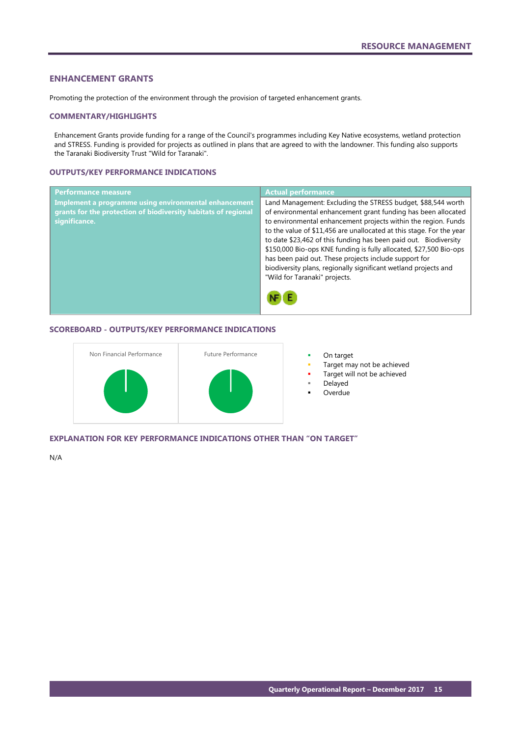## ENHANCEMENT GRANTS

Promoting the protection of the environment through the provision of targeted enhancement grants.

### COMMENTARY/HIGHLIGHTS

Enhancement Grants provide funding for a range of the Council's programmes including Key Native ecosystems, wetland protection and STRESS. Funding is provided for projects as outlined in plans that are agreed to with the landowner. This funding also supports the Taranaki Biodiversity Trust "Wild for Taranaki".

### OUTPUTS/KEY PERFORMANCE INDICATIONS

| Performance measure | Actual performance |
|---|---|
| **Implement a programme using environmental enhancement grants for the protection of biodiversity habitats of regional significance.** | Land Management: Excluding the STRESS budget, $88,544 worth of environmental enhancement grant funding has been allocated to environmental enhancement projects within the region. Funds to the value of $11,456 are unallocated at this stage. For the year to date $23,462 of this funding has been paid out. Biodiversity $150,000 Bio-ops KNE funding is fully allocated, $27,500 Bio-ops has been paid out. These projects include support for biodiversity plans, regionally significant wetland projects and "Wild for Taranaki" projects. NF E |

### SCOREBOARD - OUTPUTS/KEY PERFORMANCE INDICATIONS

Non Financial Performance

Future Performance

- On target
- Target may not be achieved
- Target will not be achieved
- Delayed
- Overdue

### EXPLANATION FOR KEY PERFORMANCE INDICATIONS OTHER THAN "ON TARGET"

N/A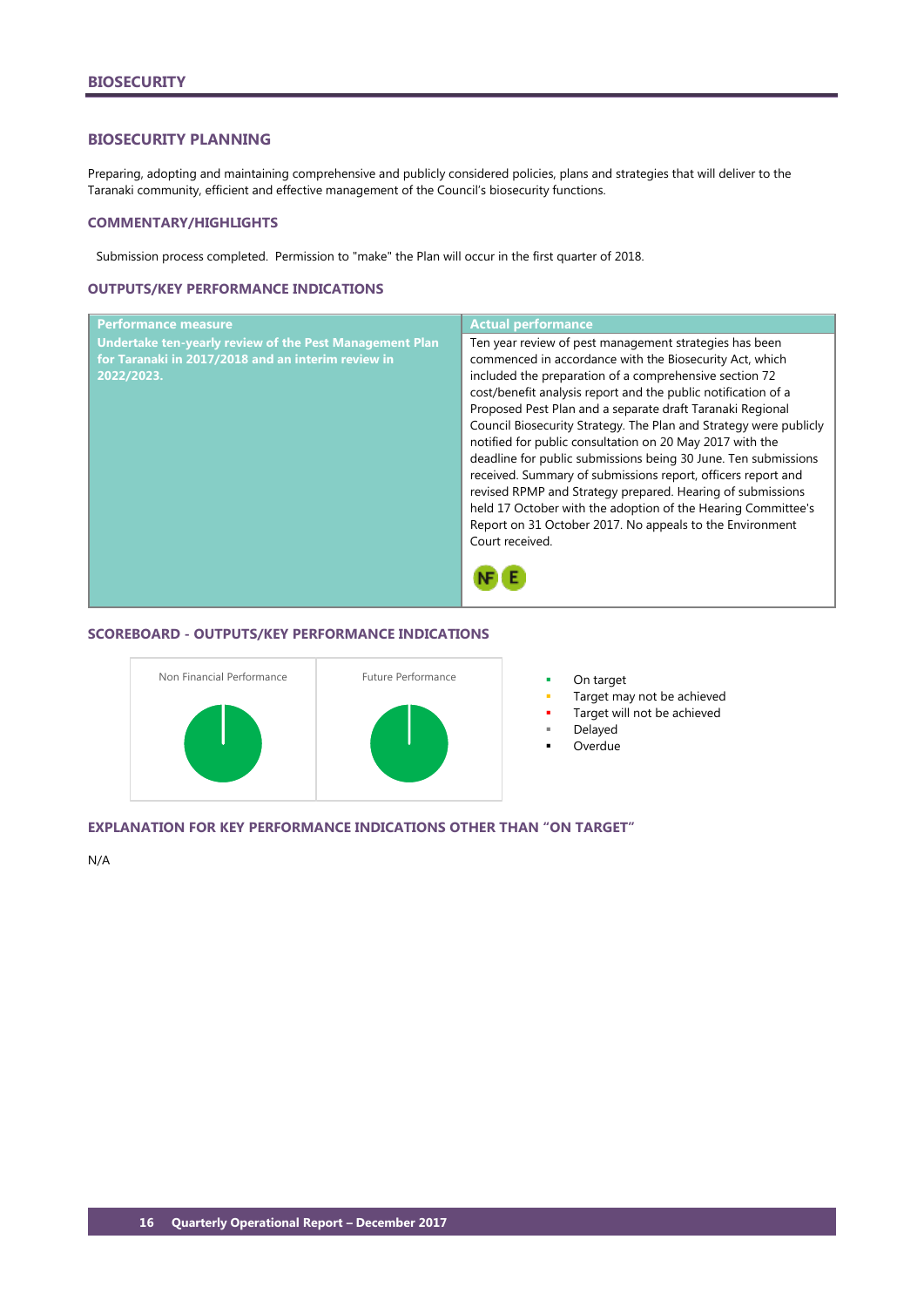# BIOSECURITY

## BIOSECURITY PLANNING

Preparing, adopting and maintaining comprehensive and publicly considered policies, plans and strategies that will deliver to the Taranaki community, efficient and effective management of the Council's biosecurity functions.

### COMMENTARY/HIGHLIGHTS

Submission process completed. Permission to "make" the Plan will occur in the first quarter of 2018.

### OUTPUTS/KEY PERFORMANCE INDICATIONS

| Performance measure | Actual performance |
|---|---|
| **Undertake ten-yearly review of the Pest Management Plan for Taranaki in 2017/2018 and an interim review in 2022/2023.** | Ten year review of pest management strategies has been commenced in accordance with the Biosecurity Act, which included the preparation of a comprehensive section 72 cost/benefit analysis report and the public notification of a Proposed Pest Plan and a separate draft Taranaki Regional Council Biosecurity Strategy. The Plan and Strategy were publicly notified for public consultation on 20 May 2017 with the deadline for public submissions being 30 June. Ten submissions received. Summary of submissions report, officers report and revised RPMP and Strategy prepared. Hearing of submissions held 17 October with the adoption of the Hearing Committee's Report on 31 October 2017. No appeals to the Environment Court received. NF E |

### SCOREBOARD - OUTPUTS/KEY PERFORMANCE INDICATIONS

Non Financial Performance

Future Performance

- On target
- Target may not be achieved
- Target will not be achieved
- Delayed
- Overdue

### EXPLANATION FOR KEY PERFORMANCE INDICATIONS OTHER THAN "ON TARGET"

N/A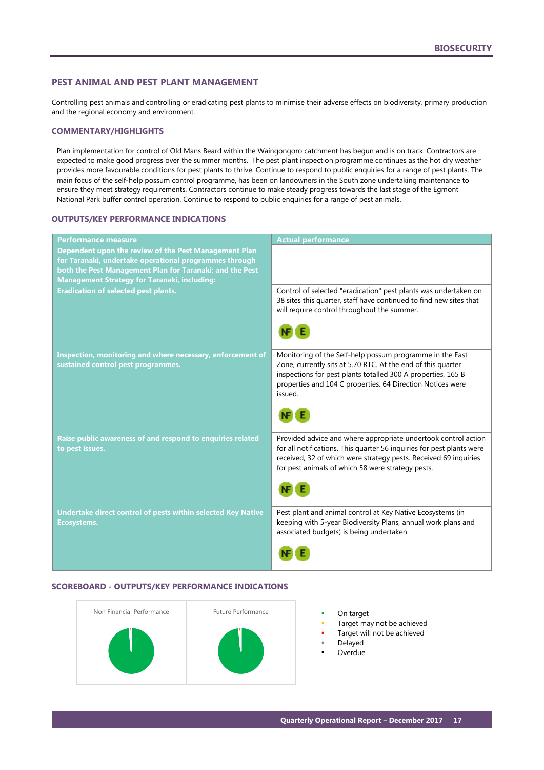## PEST ANIMAL AND PEST PLANT MANAGEMENT

Controlling pest animals and controlling or eradicating pest plants to minimise their adverse effects on biodiversity, primary production and the regional economy and environment.

### COMMENTARY/HIGHLIGHTS

Plan implementation for control of Old Mans Beard within the Waingongoro catchment has begun and is on track. Contractors are expected to make good progress over the summer months. The pest plant inspection programme continues as the hot dry weather provides more favourable conditions for pest plants to thrive. Continue to respond to public enquiries for a range of pest plants. The main focus of the self-help possum control programme, has been on landowners in the South zone undertaking maintenance to ensure they meet strategy requirements. Contractors continue to make steady progress towards the last stage of the Egmont National Park buffer control operation. Continue to respond to public enquiries for a range of pest animals.

### OUTPUTS/KEY PERFORMANCE INDICATIONS

| Performance measure | Actual performance |
|---|---|
| **Dependent upon the review of the Pest Management Plan for Taranaki, undertake operational programmes through both the Pest Management Plan for Taranaki: and the Pest Management Strategy for Taranaki, including:** | |
| **Eradication of selected pest plants.** | Control of selected "eradication" pest plants was undertaken on 38 sites this quarter, staff have continued to find new sites that will require control throughout the summer. NF E |
| **Inspection, monitoring and where necessary, enforcement of sustained control pest programmes.** | Monitoring of the Self-help possum programme in the East Zone, currently sits at 5.70 RTC. At the end of this quarter inspections for pest plants totalled 300 A properties, 165 B properties and 104 C properties. 64 Direction Notices were issued. NF E |
| **Raise public awareness of and respond to enquiries related to pest issues.** | Provided advice and where appropriate undertook control action for all notifications. This quarter 56 inquiries for pest plants were received, 32 of which were strategy pests. Received 69 inquiries for pest animals of which 58 were strategy pests. NF E |
| **Undertake direct control of pests within selected Key Native Ecosystems.** | Pest plant and animal control at Key Native Ecosystems (in keeping with 5-year Biodiversity Plans, annual work plans and associated budgets) is being undertaken. NF E |

### SCOREBOARD - OUTPUTS/KEY PERFORMANCE INDICATIONS

Non Financial Performance

Future Performance

- On target
- Target may not be achieved
- Target will not be achieved
- Delayed
- Overdue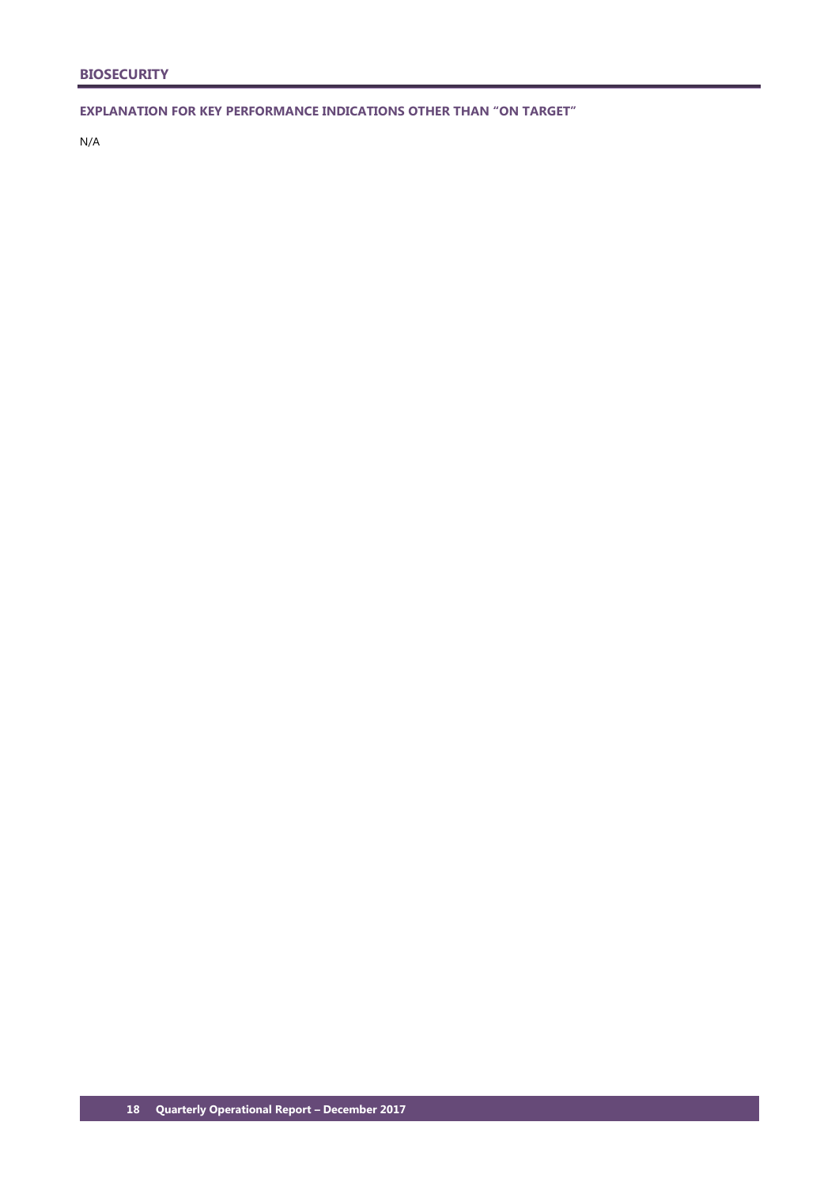## BIOSECURITY

### EXPLANATION FOR KEY PERFORMANCE INDICATIONS OTHER THAN "ON TARGET"

N/A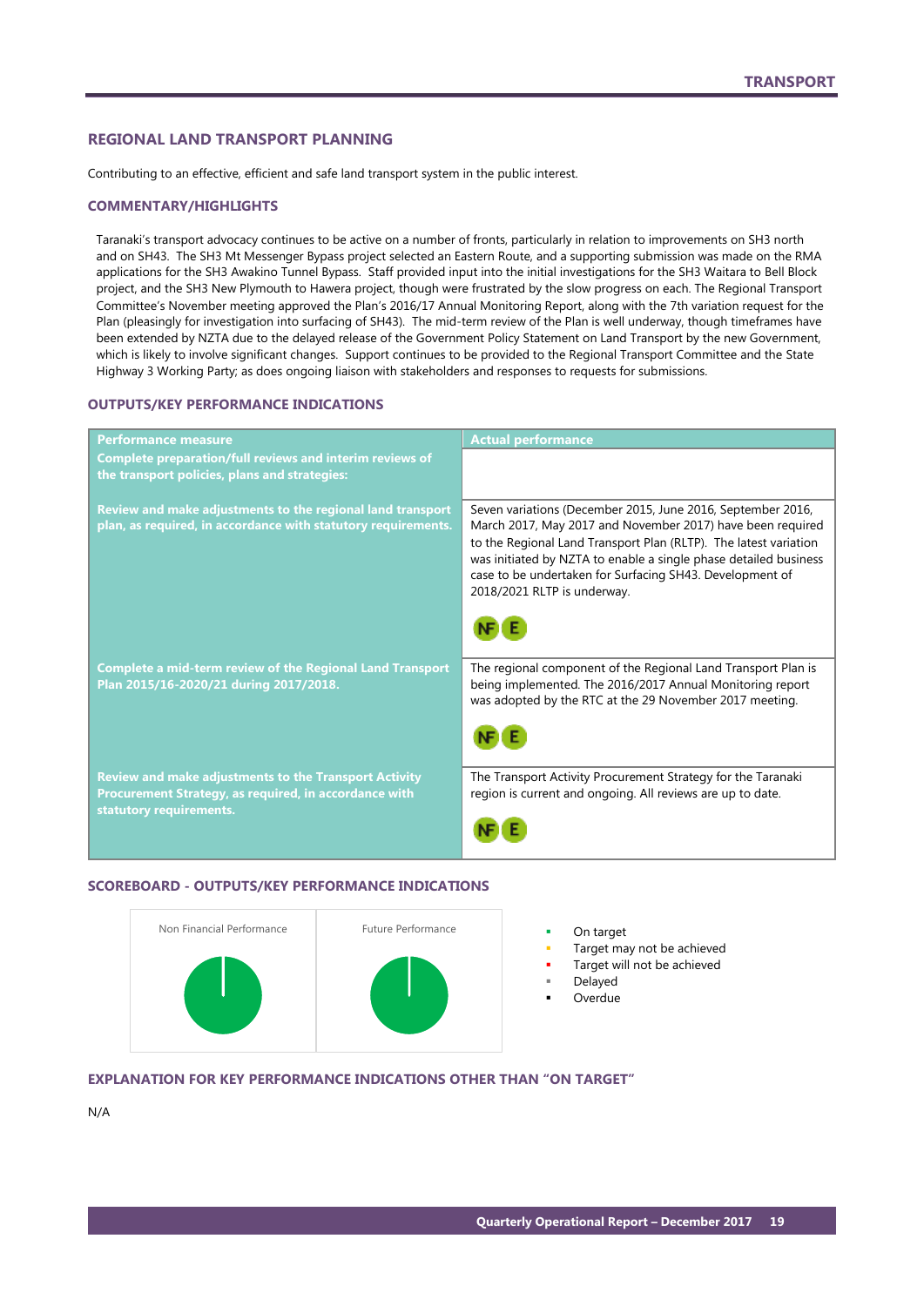## REGIONAL LAND TRANSPORT PLANNING

Contributing to an effective, efficient and safe land transport system in the public interest.

### COMMENTARY/HIGHLIGHTS

Taranaki's transport advocacy continues to be active on a number of fronts, particularly in relation to improvements on SH3 north and on SH43. The SH3 Mt Messenger Bypass project selected an Eastern Route, and a supporting submission was made on the RMA applications for the SH3 Awakino Tunnel Bypass. Staff provided input into the initial investigations for the SH3 Waitara to Bell Block project, and the SH3 New Plymouth to Hawera project, though were frustrated by the slow progress on each. The Regional Transport Committee's November meeting approved the Plan's 2016/17 Annual Monitoring Report, along with the 7th variation request for the Plan (pleasingly for investigation into surfacing of SH43). The mid-term review of the Plan is well underway, though timeframes have been extended by NZTA due to the delayed release of the Government Policy Statement on Land Transport by the new Government, which is likely to involve significant changes. Support continues to be provided to the Regional Transport Committee and the State Highway 3 Working Party; as does ongoing liaison with stakeholders and responses to requests for submissions.

### OUTPUTS/KEY PERFORMANCE INDICATIONS

| Performance measure | Actual performance |
|---|---|
| **Complete preparation/full reviews and interim reviews of the transport policies, plans and strategies:** | |
| **Review and make adjustments to the regional land transport plan, as required, in accordance with statutory requirements.** | Seven variations (December 2015, June 2016, September 2016, March 2017, May 2017 and November 2017) have been required to the Regional Land Transport Plan (RLTP). The latest variation was initiated by NZTA to enable a single phase detailed business case to be undertaken for Surfacing SH43. Development of 2018/2021 RLTP is underway. NF E |
| **Complete a mid-term review of the Regional Land Transport Plan 2015/16-2020/21 during 2017/2018.** | The regional component of the Regional Land Transport Plan is being implemented. The 2016/2017 Annual Monitoring report was adopted by the RTC at the 29 November 2017 meeting. NF E |
| **Review and make adjustments to the Transport Activity Procurement Strategy, as required, in accordance with statutory requirements.** | The Transport Activity Procurement Strategy for the Taranaki region is current and ongoing. All reviews are up to date. NF E |

### SCOREBOARD - OUTPUTS/KEY PERFORMANCE INDICATIONS

Non Financial Performance | Future Performance

- On target
- Target may not be achieved
- Target will not be achieved
- Delayed
- Overdue

### EXPLANATION FOR KEY PERFORMANCE INDICATIONS OTHER THAN "ON TARGET"

N/A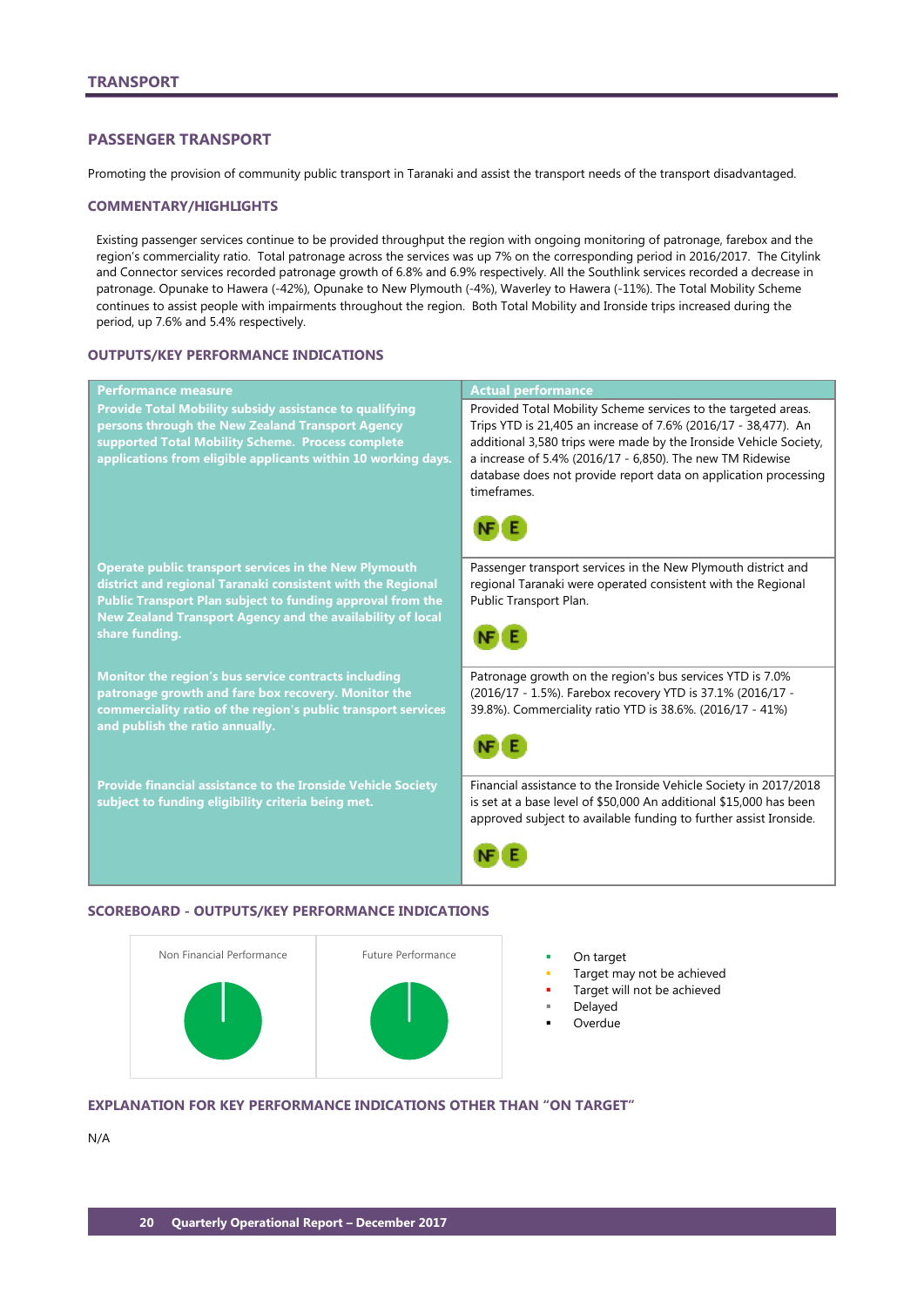# TRANSPORT

## PASSENGER TRANSPORT

Promoting the provision of community public transport in Taranaki and assist the transport needs of the transport disadvantaged.

### COMMENTARY/HIGHLIGHTS

Existing passenger services continue to be provided throughput the region with ongoing monitoring of patronage, farebox and the region's commerciality ratio. Total patronage across the services was up 7% on the corresponding period in 2016/2017. The Citylink and Connector services recorded patronage growth of 6.8% and 6.9% respectively. All the Southlink services recorded a decrease in patronage. Opunake to Hawera (-42%), Opunake to New Plymouth (-4%), Waverley to Hawera (-11%). The Total Mobility Scheme continues to assist people with impairments throughout the region. Both Total Mobility and Ironside trips increased during the period, up 7.6% and 5.4% respectively.

### OUTPUTS/KEY PERFORMANCE INDICATIONS

| Performance measure | Actual performance |
|---|---|
| **Provide Total Mobility subsidy assistance to qualifying persons through the New Zealand Transport Agency supported Total Mobility Scheme. Process complete applications from eligible applicants within 10 working days.** | Provided Total Mobility Scheme services to the targeted areas. Trips YTD is 21,405 an increase of 7.6% (2016/17 - 38,477). An additional 3,580 trips were made by the Ironside Vehicle Society, a increase of 5.4% (2016/17 - 6,850). The new TM Ridewise database does not provide report data on application processing timeframes. NF E |
| **Operate public transport services in the New Plymouth district and regional Taranaki consistent with the Regional Public Transport Plan subject to funding approval from the New Zealand Transport Agency and the availability of local share funding.** | Passenger transport services in the New Plymouth district and regional Taranaki were operated consistent with the Regional Public Transport Plan. NF E |
| **Monitor the region's bus service contracts including patronage growth and fare box recovery. Monitor the commerciality ratio of the region's public transport services and publish the ratio annually.** | Patronage growth on the region's bus services YTD is 7.0% (2016/17 - 1.5%). Farebox recovery YTD is 37.1% (2016/17 - 39.8%). Commerciality ratio YTD is 38.6%. (2016/17 - 41%) NF E |
| **Provide financial assistance to the Ironside Vehicle Society subject to funding eligibility criteria being met.** | Financial assistance to the Ironside Vehicle Society in 2017/2018 is set at a base level of $50,000 An additional $15,000 has been approved subject to available funding to further assist Ironside. NF E |

### SCOREBOARD - OUTPUTS/KEY PERFORMANCE INDICATIONS

Non Financial Performance | Future Performance

- On target
- Target may not be achieved
- Target will not be achieved
- Delayed
- Overdue

### EXPLANATION FOR KEY PERFORMANCE INDICATIONS OTHER THAN "ON TARGET"

N/A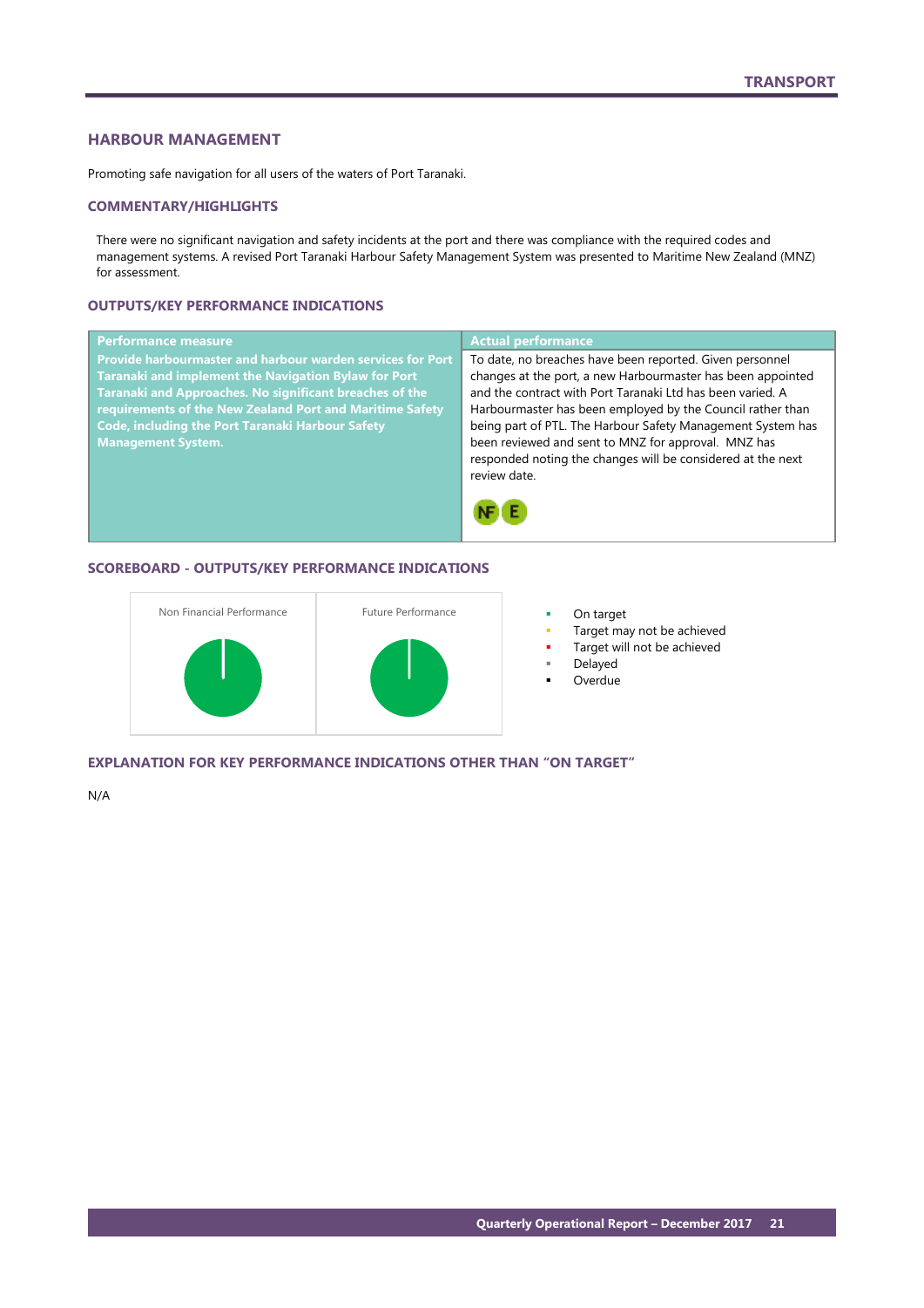## HARBOUR MANAGEMENT

Promoting safe navigation for all users of the waters of Port Taranaki.

### COMMENTARY/HIGHLIGHTS

There were no significant navigation and safety incidents at the port and there was compliance with the required codes and management systems. A revised Port Taranaki Harbour Safety Management System was presented to Maritime New Zealand (MNZ) for assessment.

### OUTPUTS/KEY PERFORMANCE INDICATIONS

| Performance measure | Actual performance |
|---|---|
| **Provide harbourmaster and harbour warden services for Port Taranaki and implement the Navigation Bylaw for Port Taranaki and Approaches. No significant breaches of the requirements of the New Zealand Port and Maritime Safety Code, including the Port Taranaki Harbour Safety Management System.** | To date, no breaches have been reported. Given personnel changes at the port, a new Harbourmaster has been appointed and the contract with Port Taranaki Ltd has been varied. A Harbourmaster has been employed by the Council rather than being part of PTL. The Harbour Safety Management System has been reviewed and sent to MNZ for approval. MNZ has responded noting the changes will be considered at the next review date. NF E |

### SCOREBOARD - OUTPUTS/KEY PERFORMANCE INDICATIONS

| Non Financial Performance | Future Performance |
|---|---|
| | |

- On target
- Target may not be achieved
- Target will not be achieved
- Delayed
- Overdue

### EXPLANATION FOR KEY PERFORMANCE INDICATIONS OTHER THAN "ON TARGET"

N/A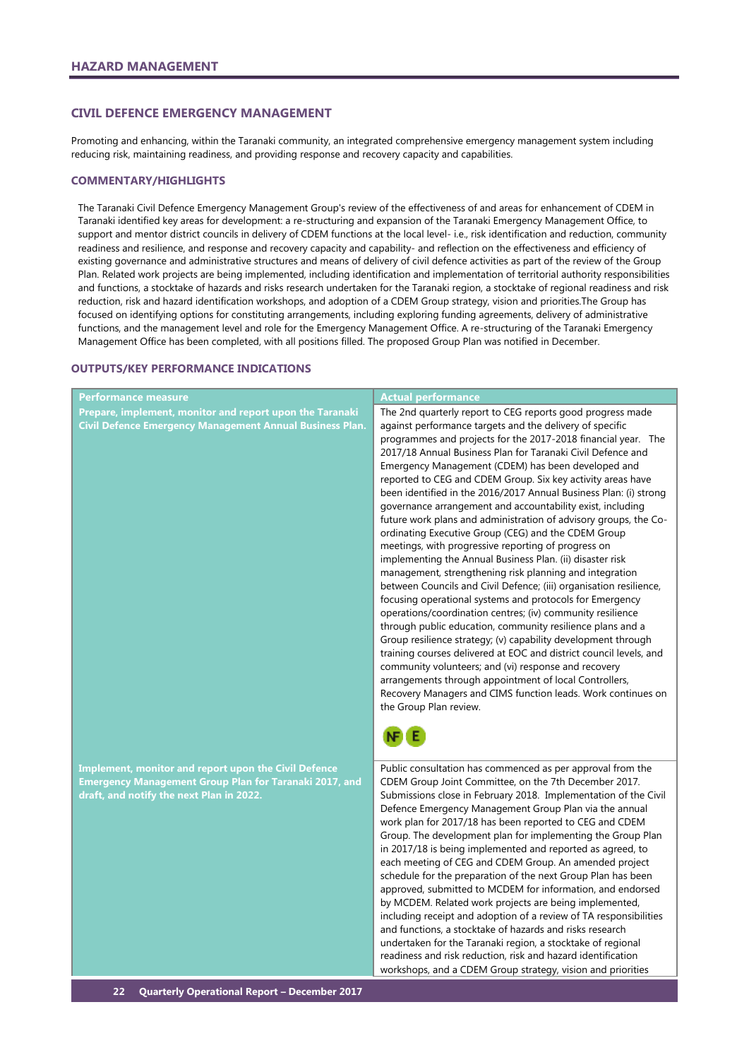## HAZARD MANAGEMENT

### CIVIL DEFENCE EMERGENCY MANAGEMENT

Promoting and enhancing, within the Taranaki community, an integrated comprehensive emergency management system including reducing risk, maintaining readiness, and providing response and recovery capacity and capabilities.

#### COMMENTARY/HIGHLIGHTS

The Taranaki Civil Defence Emergency Management Group's review of the effectiveness of and areas for enhancement of CDEM in Taranaki identified key areas for development: a re-structuring and expansion of the Taranaki Emergency Management Office, to support and mentor district councils in delivery of CDEM functions at the local level- i.e., risk identification and reduction, community readiness and resilience, and response and recovery capacity and capability- and reflection on the effectiveness and efficiency of existing governance and administrative structures and means of delivery of civil defence activities as part of the review of the Group Plan. Related work projects are being implemented, including identification and implementation of territorial authority responsibilities and functions, a stocktake of hazards and risks research undertaken for the Taranaki region, a stocktake of regional readiness and risk reduction, risk and hazard identification workshops, and adoption of a CDEM Group strategy, vision and priorities.The Group has focused on identifying options for constituting arrangements, including exploring funding agreements, delivery of administrative functions, and the management level and role for the Emergency Management Office. A re-structuring of the Taranaki Emergency Management Office has been completed, with all positions filled. The proposed Group Plan was notified in December.

#### OUTPUTS/KEY PERFORMANCE INDICATIONS

| Performance measure | Actual performance |
|---|---|
| **Prepare, implement, monitor and report upon the Taranaki Civil Defence Emergency Management Annual Business Plan.** | The 2nd quarterly report to CEG reports good progress made against performance targets and the delivery of specific programmes and projects for the 2017-2018 financial year. The 2017/18 Annual Business Plan for Taranaki Civil Defence and Emergency Management (CDEM) has been developed and reported to CEG and CDEM Group. Six key activity areas have been identified in the 2016/2017 Annual Business Plan: (i) strong governance arrangement and accountability exist, including future work plans and administration of advisory groups, the Co-ordinating Executive Group (CEG) and the CDEM Group meetings, with progressive reporting of progress on implementing the Annual Business Plan. (ii) disaster risk management, strengthening risk planning and integration between Councils and Civil Defence; (iii) organisation resilience, focusing operational systems and protocols for Emergency operations/coordination centres; (iv) community resilience through public education, community resilience plans and a Group resilience strategy; (v) capability development through training courses delivered at EOC and district council levels, and community volunteers; and (vi) response and recovery arrangements through appointment of local Controllers, Recovery Managers and CIMS function leads. Work continues on the Group Plan review. NF E |
| **Implement, monitor and report upon the Civil Defence Emergency Management Group Plan for Taranaki 2017, and draft, and notify the next Plan in 2022.** | Public consultation has commenced as per approval from the CDEM Group Joint Committee, on the 7th December 2017. Submissions close in February 2018. Implementation of the Civil Defence Emergency Management Group Plan via the annual work plan for 2017/18 has been reported to CEG and CDEM Group. The development plan for implementing the Group Plan in 2017/18 is being implemented and reported as agreed, to each meeting of CEG and CDEM Group. An amended project schedule for the preparation of the next Group Plan has been approved, submitted to MCDEM for information, and endorsed by MCDEM. Related work projects are being implemented, including receipt and adoption of a review of TA responsibilities and functions, a stocktake of hazards and risks research undertaken for the Taranaki region, a stocktake of regional readiness and risk reduction, risk and hazard identification workshops, and a CDEM Group strategy, vision and priorities |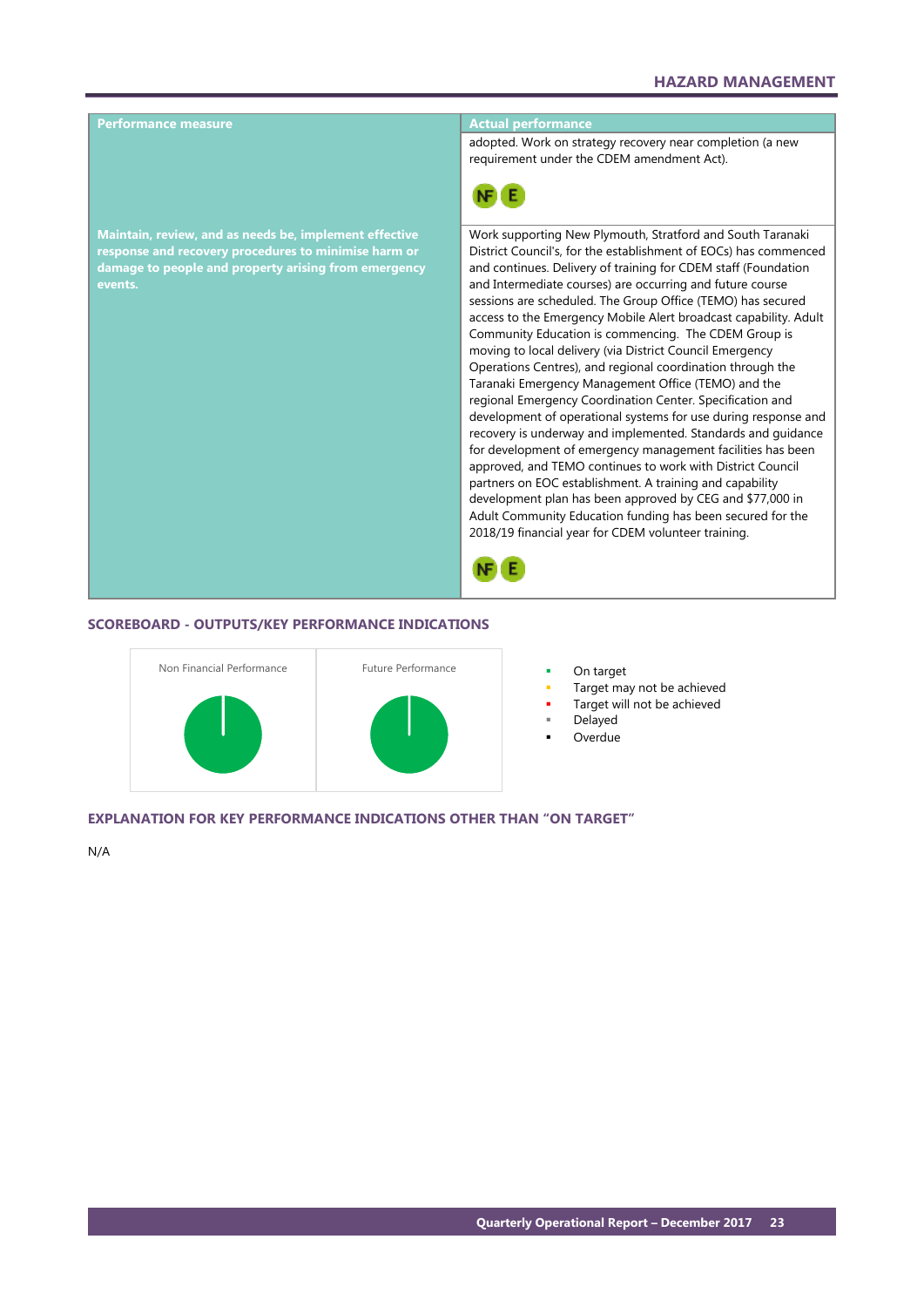| Performance measure | Actual performance |
|---|---|
| | adopted. Work on strategy recovery near completion (a new requirement under the CDEM amendment Act). NF E |
| **Maintain, review, and as needs be, implement effective response and recovery procedures to minimise harm or damage to people and property arising from emergency events.** | Work supporting New Plymouth, Stratford and South Taranaki District Council's, for the establishment of EOCs) has commenced and continues. Delivery of training for CDEM staff (Foundation and Intermediate courses) are occurring and future course sessions are scheduled. The Group Office (TEMO) has secured access to the Emergency Mobile Alert broadcast capability. Adult Community Education is commencing. The CDEM Group is moving to local delivery (via District Council Emergency Operations Centres), and regional coordination through the Taranaki Emergency Management Office (TEMO) and the regional Emergency Coordination Center. Specification and development of operational systems for use during response and recovery is underway and implemented. Standards and guidance for development of emergency management facilities has been approved, and TEMO continues to work with District Council partners on EOC establishment. A training and capability development plan has been approved by CEG and $77,000 in Adult Community Education funding has been secured for the 2018/19 financial year for CDEM volunteer training. NF E |

## SCOREBOARD - OUTPUTS/KEY PERFORMANCE INDICATIONS

Non Financial Performance

Future Performance

- On target
- Target may not be achieved
- Target will not be achieved
- Delayed
- Overdue

## EXPLANATION FOR KEY PERFORMANCE INDICATIONS OTHER THAN "ON TARGET"

N/A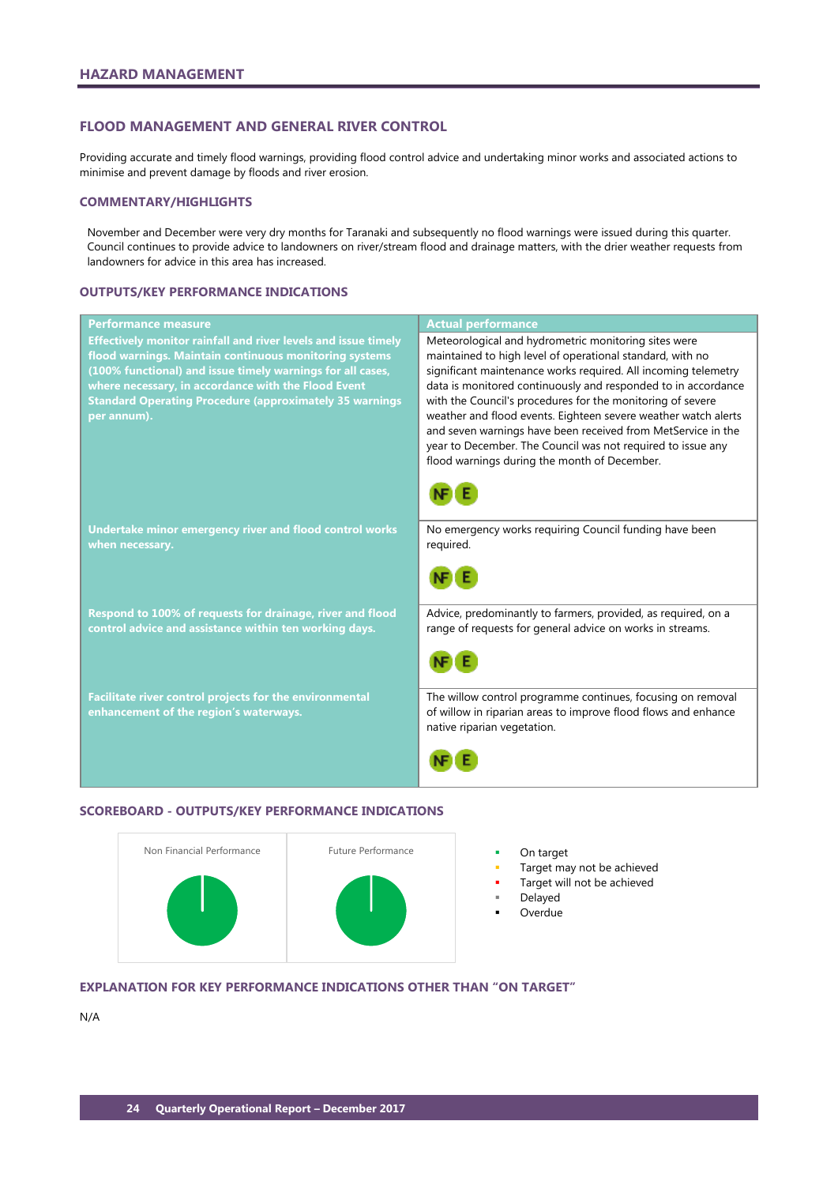## HAZARD MANAGEMENT

### FLOOD MANAGEMENT AND GENERAL RIVER CONTROL

Providing accurate and timely flood warnings, providing flood control advice and undertaking minor works and associated actions to minimise and prevent damage by floods and river erosion.

#### COMMENTARY/HIGHLIGHTS

November and December were very dry months for Taranaki and subsequently no flood warnings were issued during this quarter. Council continues to provide advice to landowners on river/stream flood and drainage matters, with the drier weather requests from landowners for advice in this area has increased.

#### OUTPUTS/KEY PERFORMANCE INDICATIONS

| Performance measure | Actual performance |
|---|---|
| **Effectively monitor rainfall and river levels and issue timely flood warnings. Maintain continuous monitoring systems (100% functional) and issue timely warnings for all cases, where necessary, in accordance with the Flood Event Standard Operating Procedure (approximately 35 warnings per annum).** | Meteorological and hydrometric monitoring sites were maintained to high level of operational standard, with no significant maintenance works required. All incoming telemetry data is monitored continuously and responded to in accordance with the Council's procedures for the monitoring of severe weather and flood events. Eighteen severe weather watch alerts and seven warnings have been received from MetService in the year to December. The Council was not required to issue any flood warnings during the month of December. NF E |
| **Undertake minor emergency river and flood control works when necessary.** | No emergency works requiring Council funding have been required. NF E |
| **Respond to 100% of requests for drainage, river and flood control advice and assistance within ten working days.** | Advice, predominantly to farmers, provided, as required, on a range of requests for general advice on works in streams. NF E |
| **Facilitate river control projects for the environmental enhancement of the region's waterways.** | The willow control programme continues, focusing on removal of willow in riparian areas to improve flood flows and enhance native riparian vegetation. NF E |

#### SCOREBOARD - OUTPUTS/KEY PERFORMANCE INDICATIONS

| Non Financial Performance | Future Performance |
|---|---|
| | |

- On target
- Target may not be achieved
- Target will not be achieved
- Delayed
- Overdue

#### EXPLANATION FOR KEY PERFORMANCE INDICATIONS OTHER THAN "ON TARGET"

N/A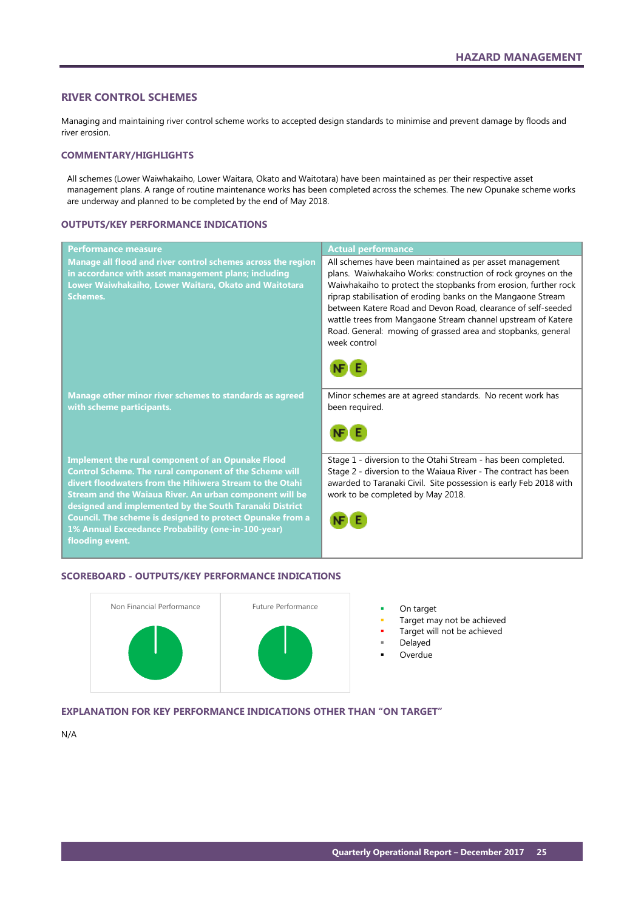## RIVER CONTROL SCHEMES

Managing and maintaining river control scheme works to accepted design standards to minimise and prevent damage by floods and river erosion.

### COMMENTARY/HIGHLIGHTS

All schemes (Lower Waiwhakaiho, Lower Waitara, Okato and Waitotara) have been maintained as per their respective asset management plans. A range of routine maintenance works has been completed across the schemes. The new Opunake scheme works are underway and planned to be completed by the end of May 2018.

### OUTPUTS/KEY PERFORMANCE INDICATIONS

| Performance measure | Actual performance |
|---|---|
| **Manage all flood and river control schemes across the region in accordance with asset management plans; including Lower Waiwhakaiho, Lower Waitara, Okato and Waitotara Schemes.** | All schemes have been maintained as per asset management plans. Waiwhakaiho Works: construction of rock groynes on the Waiwhakaiho to protect the stopbanks from erosion, further rock riprap stabilisation of eroding banks on the Mangaone Stream between Katere Road and Devon Road, clearance of self-seeded wattle trees from Mangaone Stream channel upstream of Katere Road. General: mowing of grassed area and stopbanks, general week control<br>NF E |
| **Manage other minor river schemes to standards as agreed with scheme participants.** | Minor schemes are at agreed standards. No recent work has been required.<br>NF E |
| **Implement the rural component of an Opunake Flood Control Scheme. The rural component of the Scheme will divert floodwaters from the Hihiwera Stream to the Otahi Stream and the Waiaua River. An urban component will be designed and implemented by the South Taranaki District Council. The scheme is designed to protect Opunake from a 1% Annual Exceedance Probability (one-in-100-year) flooding event.** | Stage 1 - diversion to the Otahi Stream - has been completed. Stage 2 - diversion to the Waiaua River - The contract has been awarded to Taranaki Civil. Site possession is early Feb 2018 with work to be completed by May 2018.<br>NF E |

### SCOREBOARD - OUTPUTS/KEY PERFORMANCE INDICATIONS

| Non Financial Performance | Future Performance |
|---|---|
| | |

- On target
- Target may not be achieved
- Target will not be achieved
- Delayed
- Overdue

### EXPLANATION FOR KEY PERFORMANCE INDICATIONS OTHER THAN "ON TARGET"

N/A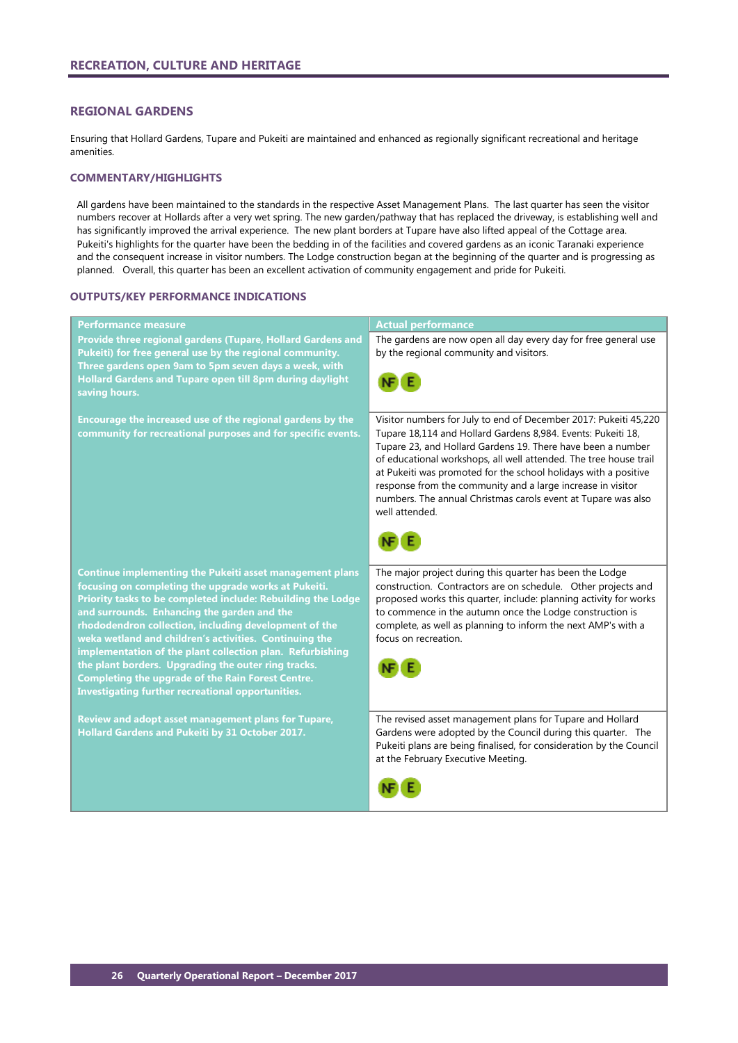## RECREATION, CULTURE AND HERITAGE

### REGIONAL GARDENS

Ensuring that Hollard Gardens, Tupare and Pukeiti are maintained and enhanced as regionally significant recreational and heritage amenities.

#### COMMENTARY/HIGHLIGHTS

All gardens have been maintained to the standards in the respective Asset Management Plans. The last quarter has seen the visitor numbers recover at Hollards after a very wet spring. The new garden/pathway that has replaced the driveway, is establishing well and has significantly improved the arrival experience. The new plant borders at Tupare have also lifted appeal of the Cottage area. Pukeiti's highlights for the quarter have been the bedding in of the facilities and covered gardens as an iconic Taranaki experience and the consequent increase in visitor numbers. The Lodge construction began at the beginning of the quarter and is progressing as planned. Overall, this quarter has been an excellent activation of community engagement and pride for Pukeiti.

#### OUTPUTS/KEY PERFORMANCE INDICATIONS

| Performance measure | Actual performance |
|---|---|
| **Provide three regional gardens (Tupare, Hollard Gardens and Pukeiti) for free general use by the regional community. Three gardens open 9am to 5pm seven days a week, with Hollard Gardens and Tupare open till 8pm during daylight saving hours.** | The gardens are now open all day every day for free general use by the regional community and visitors. NF E |
| **Encourage the increased use of the regional gardens by the community for recreational purposes and for specific events.** | Visitor numbers for July to end of December 2017: Pukeiti 45,220 Tupare 18,114 and Hollard Gardens 8,984. Events: Pukeiti 18, Tupare 23, and Hollard Gardens 19. There have been a number of educational workshops, all well attended. The tree house trail at Pukeiti was promoted for the school holidays with a positive response from the community and a large increase in visitor numbers. The annual Christmas carols event at Tupare was also well attended. NF E |
| **Continue implementing the Pukeiti asset management plans focusing on completing the upgrade works at Pukeiti. Priority tasks to be completed include: Rebuilding the Lodge and surrounds. Enhancing the garden and the rhododendron collection, including development of the weka wetland and children's activities. Continuing the implementation of the plant collection plan. Refurbishing the plant borders. Upgrading the outer ring tracks. Completing the upgrade of the Rain Forest Centre. Investigating further recreational opportunities.** | The major project during this quarter has been the Lodge construction. Contractors are on schedule. Other projects and proposed works this quarter, include: planning activity for works to commence in the autumn once the Lodge construction is complete, as well as planning to inform the next AMP's with a focus on recreation. NF E |
| **Review and adopt asset management plans for Tupare, Hollard Gardens and Pukeiti by 31 October 2017.** | The revised asset management plans for Tupare and Hollard Gardens were adopted by the Council during this quarter. The Pukeiti plans are being finalised, for consideration by the Council at the February Executive Meeting. NF E |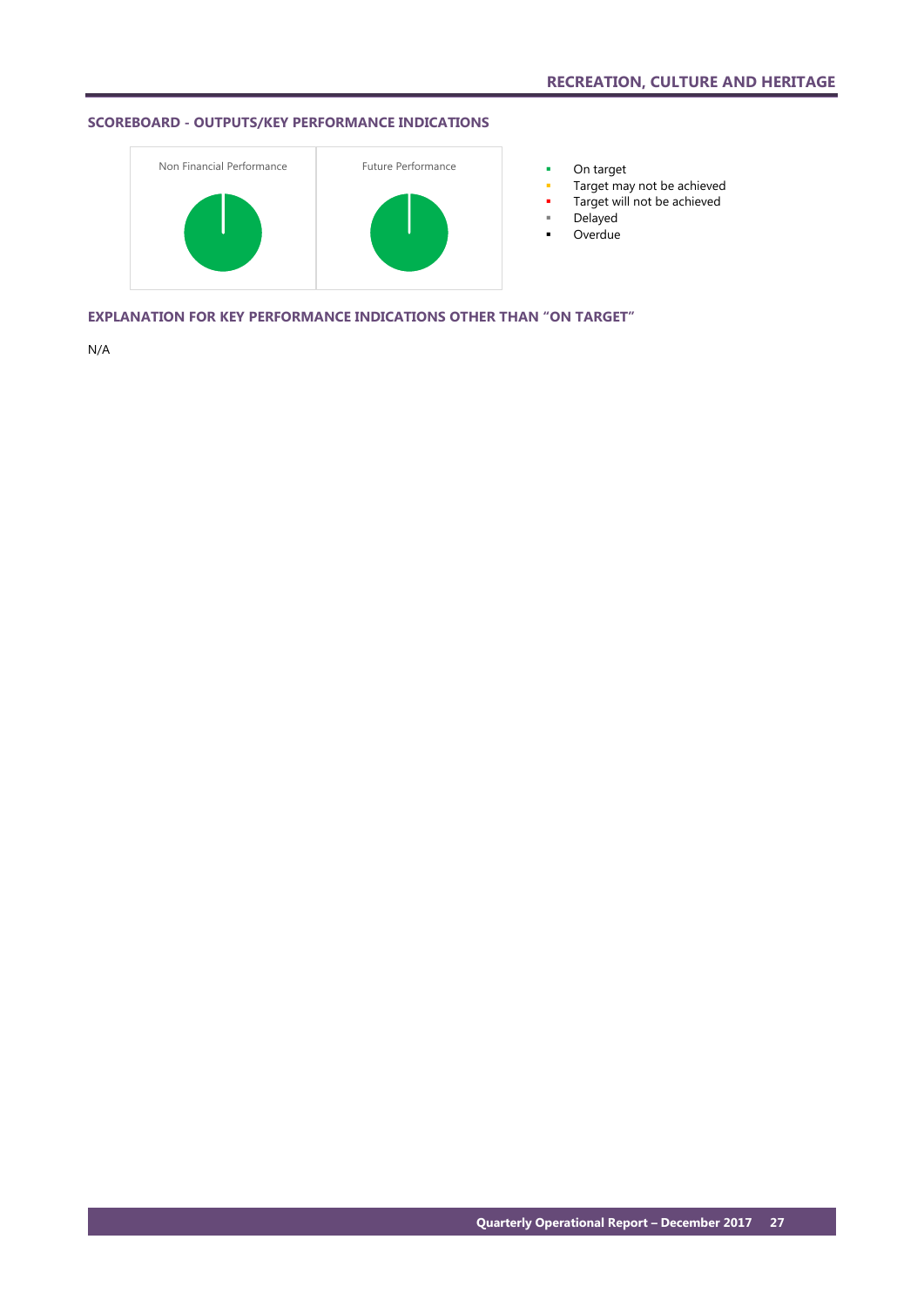## SCOREBOARD - OUTPUTS/KEY PERFORMANCE INDICATIONS

Non Financial Performance

Future Performance

- On target
- Target may not be achieved
- Target will not be achieved
- Delayed
- Overdue

## EXPLANATION FOR KEY PERFORMANCE INDICATIONS OTHER THAN "ON TARGET"

N/A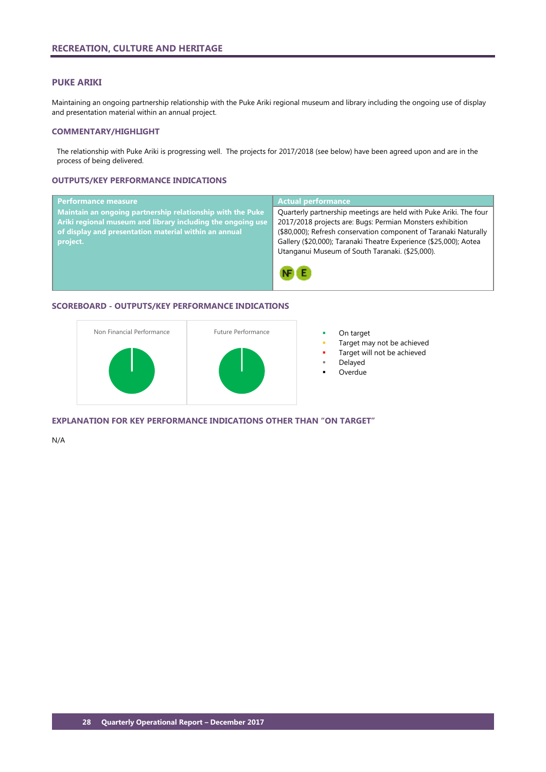# RECREATION, CULTURE AND HERITAGE

## PUKE ARIKI

Maintaining an ongoing partnership relationship with the Puke Ariki regional museum and library including the ongoing use of display and presentation material within an annual project.

### COMMENTARY/HIGHLIGHT

The relationship with Puke Ariki is progressing well. The projects for 2017/2018 (see below) have been agreed upon and are in the process of being delivered.

### OUTPUTS/KEY PERFORMANCE INDICATIONS

| Performance measure | Actual performance |
|---|---|
| **Maintain an ongoing partnership relationship with the Puke Ariki regional museum and library including the ongoing use of display and presentation material within an annual project.** | Quarterly partnership meetings are held with Puke Ariki. The four 2017/2018 projects are: Bugs: Permian Monsters exhibition ($80,000); Refresh conservation component of Taranaki Naturally Gallery ($20,000); Taranaki Theatre Experience ($25,000); Aotea Utanganui Museum of South Taranaki. ($25,000). NF E |

### SCOREBOARD - OUTPUTS/KEY PERFORMANCE INDICATIONS

Non Financial Performance

Future Performance

- On target
- Target may not be achieved
- Target will not be achieved
- Delayed
- Overdue

### EXPLANATION FOR KEY PERFORMANCE INDICATIONS OTHER THAN "ON TARGET"

N/A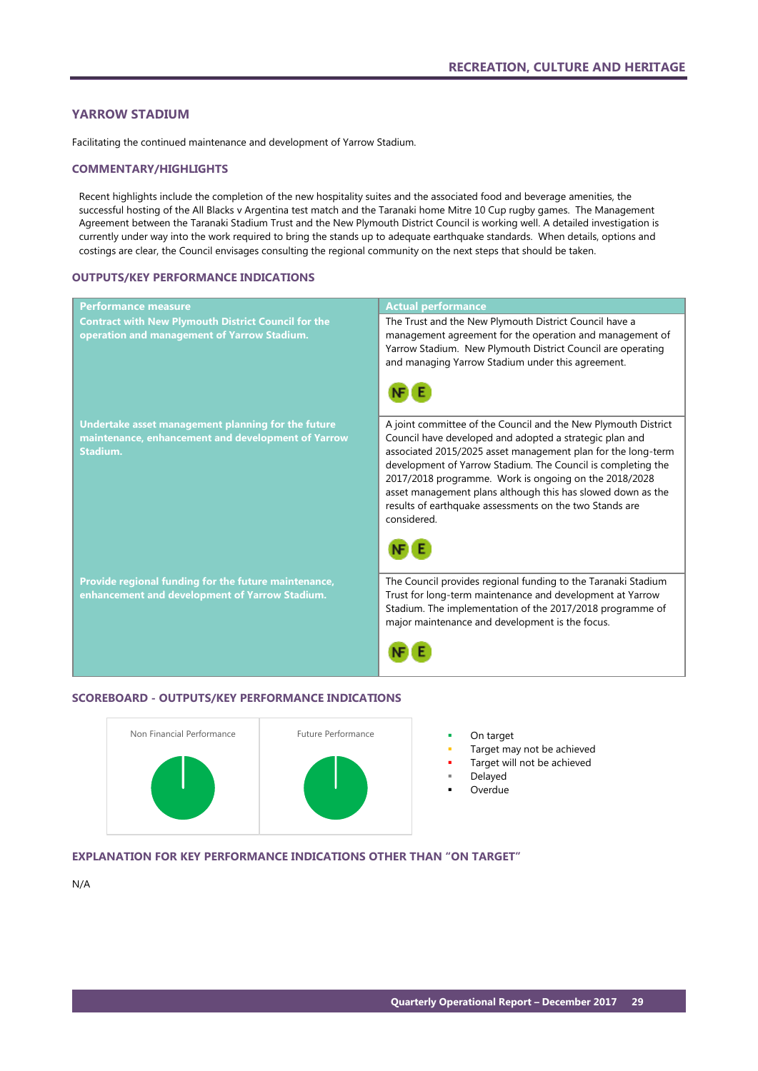## YARROW STADIUM

Facilitating the continued maintenance and development of Yarrow Stadium.

### COMMENTARY/HIGHLIGHTS

Recent highlights include the completion of the new hospitality suites and the associated food and beverage amenities, the successful hosting of the All Blacks v Argentina test match and the Taranaki home Mitre 10 Cup rugby games. The Management Agreement between the Taranaki Stadium Trust and the New Plymouth District Council is working well. A detailed investigation is currently under way into the work required to bring the stands up to adequate earthquake standards. When details, options and costings are clear, the Council envisages consulting the regional community on the next steps that should be taken.

### OUTPUTS/KEY PERFORMANCE INDICATIONS

| Performance measure | Actual performance |
|---|---|
| **Contract with New Plymouth District Council for the operation and management of Yarrow Stadium.** | The Trust and the New Plymouth District Council have a management agreement for the operation and management of Yarrow Stadium. New Plymouth District Council are operating and managing Yarrow Stadium under this agreement. NF E |
| **Undertake asset management planning for the future maintenance, enhancement and development of Yarrow Stadium.** | A joint committee of the Council and the New Plymouth District Council have developed and adopted a strategic plan and associated 2015/2025 asset management plan for the long-term development of Yarrow Stadium. The Council is completing the 2017/2018 programme. Work is ongoing on the 2018/2028 asset management plans although this has slowed down as the results of earthquake assessments on the two Stands are considered. NF E |
| **Provide regional funding for the future maintenance, enhancement and development of Yarrow Stadium.** | The Council provides regional funding to the Taranaki Stadium Trust for long-term maintenance and development at Yarrow Stadium. The implementation of the 2017/2018 programme of major maintenance and development is the focus. NF E |

### SCOREBOARD - OUTPUTS/KEY PERFORMANCE INDICATIONS

Non Financial Performance | Future Performance

- On target
- Target may not be achieved
- Target will not be achieved
- Delayed
- Overdue

### EXPLANATION FOR KEY PERFORMANCE INDICATIONS OTHER THAN "ON TARGET"

N/A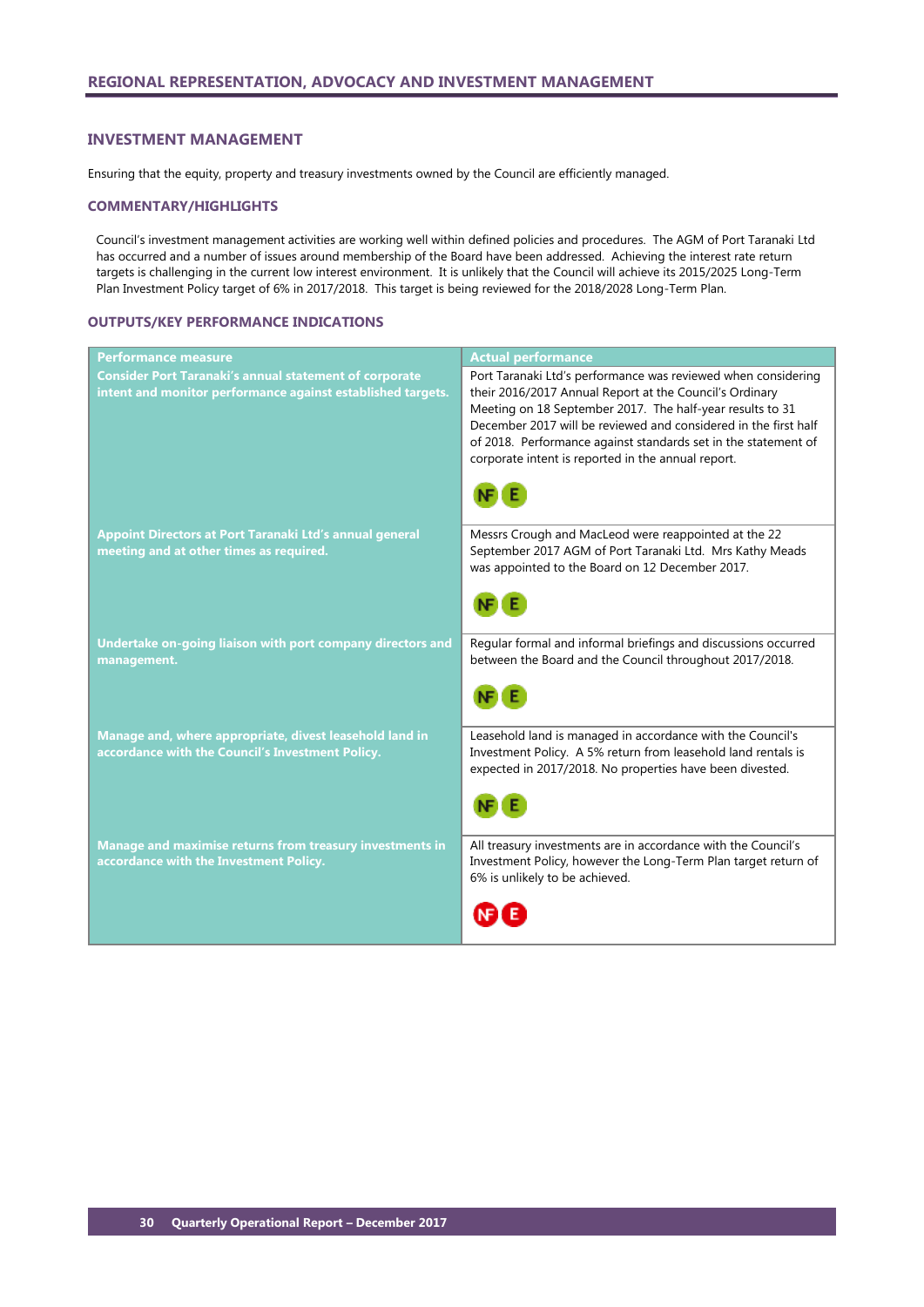## REGIONAL REPRESENTATION, ADVOCACY AND INVESTMENT MANAGEMENT

### INVESTMENT MANAGEMENT

Ensuring that the equity, property and treasury investments owned by the Council are efficiently managed.

### COMMENTARY/HIGHLIGHTS

Council's investment management activities are working well within defined policies and procedures. The AGM of Port Taranaki Ltd has occurred and a number of issues around membership of the Board have been addressed. Achieving the interest rate return targets is challenging in the current low interest environment. It is unlikely that the Council will achieve its 2015/2025 Long-Term Plan Investment Policy target of 6% in 2017/2018. This target is being reviewed for the 2018/2028 Long-Term Plan.

### OUTPUTS/KEY PERFORMANCE INDICATIONS

| Performance measure | Actual performance |
|---|---|
| **Consider Port Taranaki's annual statement of corporate intent and monitor performance against established targets.** | Port Taranaki Ltd's performance was reviewed when considering their 2016/2017 Annual Report at the Council's Ordinary Meeting on 18 September 2017. The half-year results to 31 December 2017 will be reviewed and considered in the first half of 2018. Performance against standards set in the statement of corporate intent is reported in the annual report. NF E |
| **Appoint Directors at Port Taranaki Ltd's annual general meeting and at other times as required.** | Messrs Crough and MacLeod were reappointed at the 22 September 2017 AGM of Port Taranaki Ltd. Mrs Kathy Meads was appointed to the Board on 12 December 2017. NF E |
| **Undertake on-going liaison with port company directors and management.** | Regular formal and informal briefings and discussions occurred between the Board and the Council throughout 2017/2018. NF E |
| **Manage and, where appropriate, divest leasehold land in accordance with the Council's Investment Policy.** | Leasehold land is managed in accordance with the Council's Investment Policy. A 5% return from leasehold land rentals is expected in 2017/2018. No properties have been divested. NF E |
| **Manage and maximise returns from treasury investments in accordance with the Investment Policy.** | All treasury investments are in accordance with the Council's Investment Policy, however the Long-Term Plan target return of 6% is unlikely to be achieved. NF E |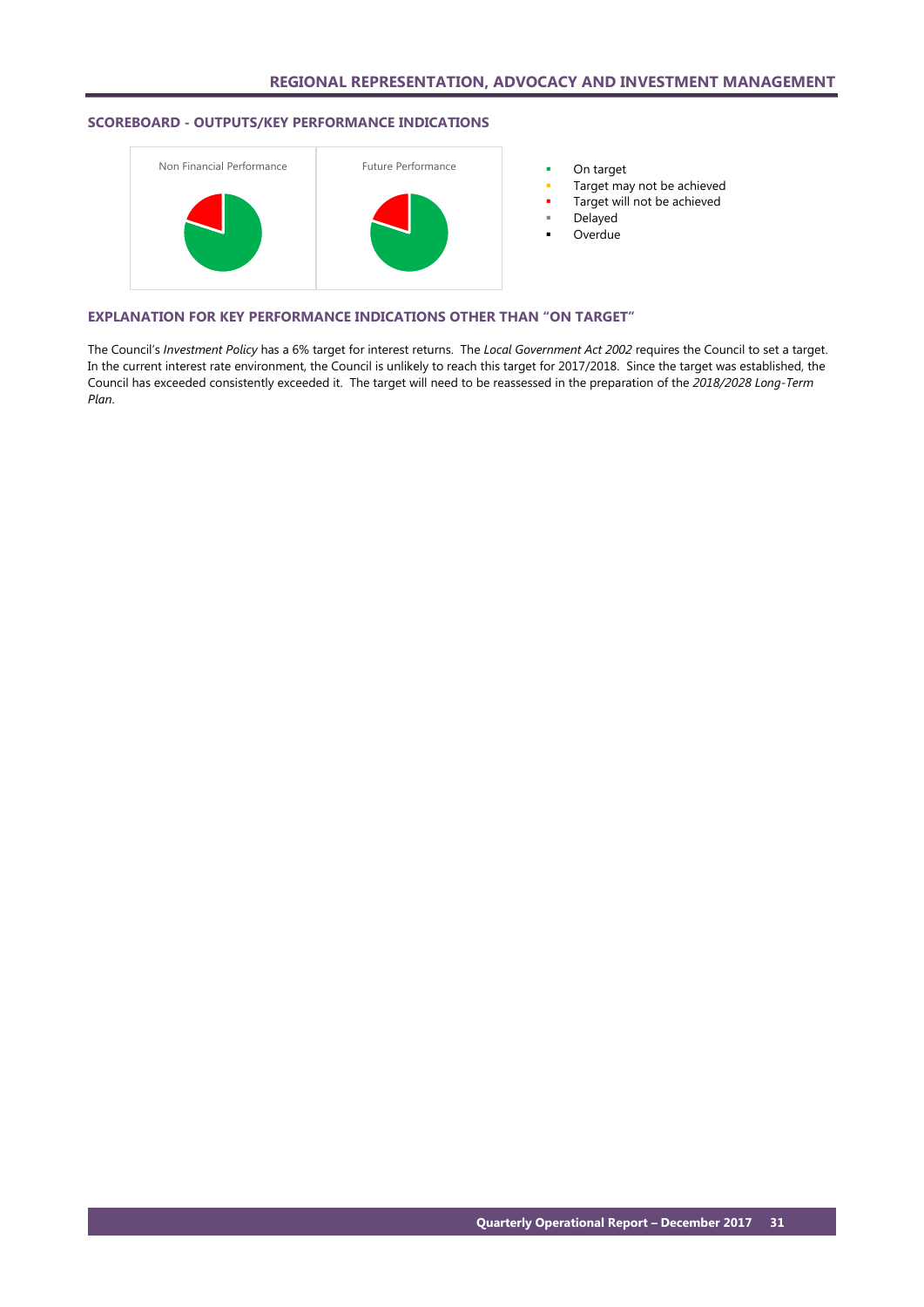# REGIONAL REPRESENTATION, ADVOCACY AND INVESTMENT MANAGEMENT

## SCOREBOARD - OUTPUTS/KEY PERFORMANCE INDICATIONS

Non Financial Performance

Future Performance

- On target
- Target may not be achieved
- Target will not be achieved
- Delayed
- Overdue

## EXPLANATION FOR KEY PERFORMANCE INDICATIONS OTHER THAN "ON TARGET"

The Council's *Investment Policy* has a 6% target for interest returns. The *Local Government Act 2002* requires the Council to set a target. In the current interest rate environment, the Council is unlikely to reach this target for 2017/2018. Since the target was established, the Council has exceeded consistently exceeded it. The target will need to be reassessed in the preparation of the *2018/2028 Long-Term Plan*.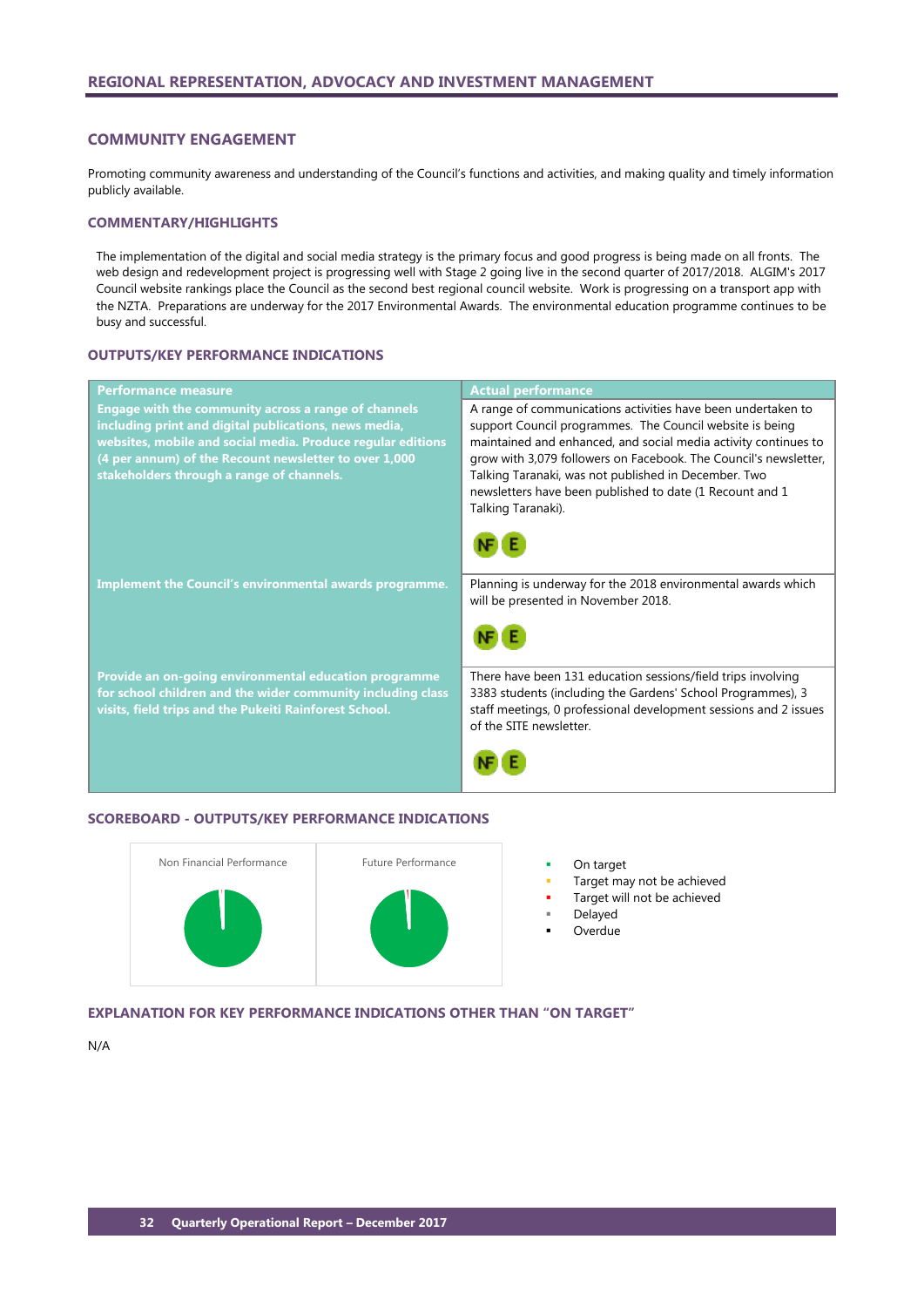## REGIONAL REPRESENTATION, ADVOCACY AND INVESTMENT MANAGEMENT

### COMMUNITY ENGAGEMENT

Promoting community awareness and understanding of the Council's functions and activities, and making quality and timely information publicly available.

#### COMMENTARY/HIGHLIGHTS

The implementation of the digital and social media strategy is the primary focus and good progress is being made on all fronts. The web design and redevelopment project is progressing well with Stage 2 going live in the second quarter of 2017/2018. ALGIM's 2017 Council website rankings place the Council as the second best regional council website. Work is progressing on a transport app with the NZTA. Preparations are underway for the 2017 Environmental Awards. The environmental education programme continues to be busy and successful.

#### OUTPUTS/KEY PERFORMANCE INDICATIONS

| Performance measure | Actual performance |
|---|---|
| **Engage with the community across a range of channels including print and digital publications, news media, websites, mobile and social media. Produce regular editions (4 per annum) of the Recount newsletter to over 1,000 stakeholders through a range of channels.** | A range of communications activities have been undertaken to support Council programmes. The Council website is being maintained and enhanced, and social media activity continues to grow with 3,079 followers on Facebook. The Council's newsletter, Talking Taranaki, was not published in December. Two newsletters have been published to date (1 Recount and 1 Talking Taranaki). NF E |
| **Implement the Council's environmental awards programme.** | Planning is underway for the 2018 environmental awards which will be presented in November 2018. NF E |
| **Provide an on-going environmental education programme for school children and the wider community including class visits, field trips and the Pukeiti Rainforest School.** | There have been 131 education sessions/field trips involving 3383 students (including the Gardens' School Programmes), 3 staff meetings, 0 professional development sessions and 2 issues of the SITE newsletter. NF E |

#### SCOREBOARD - OUTPUTS/KEY PERFORMANCE INDICATIONS

Non Financial Performance

Future Performance

- On target
- Target may not be achieved
- Target will not be achieved
- Delayed
- Overdue

#### EXPLANATION FOR KEY PERFORMANCE INDICATIONS OTHER THAN "ON TARGET"

N/A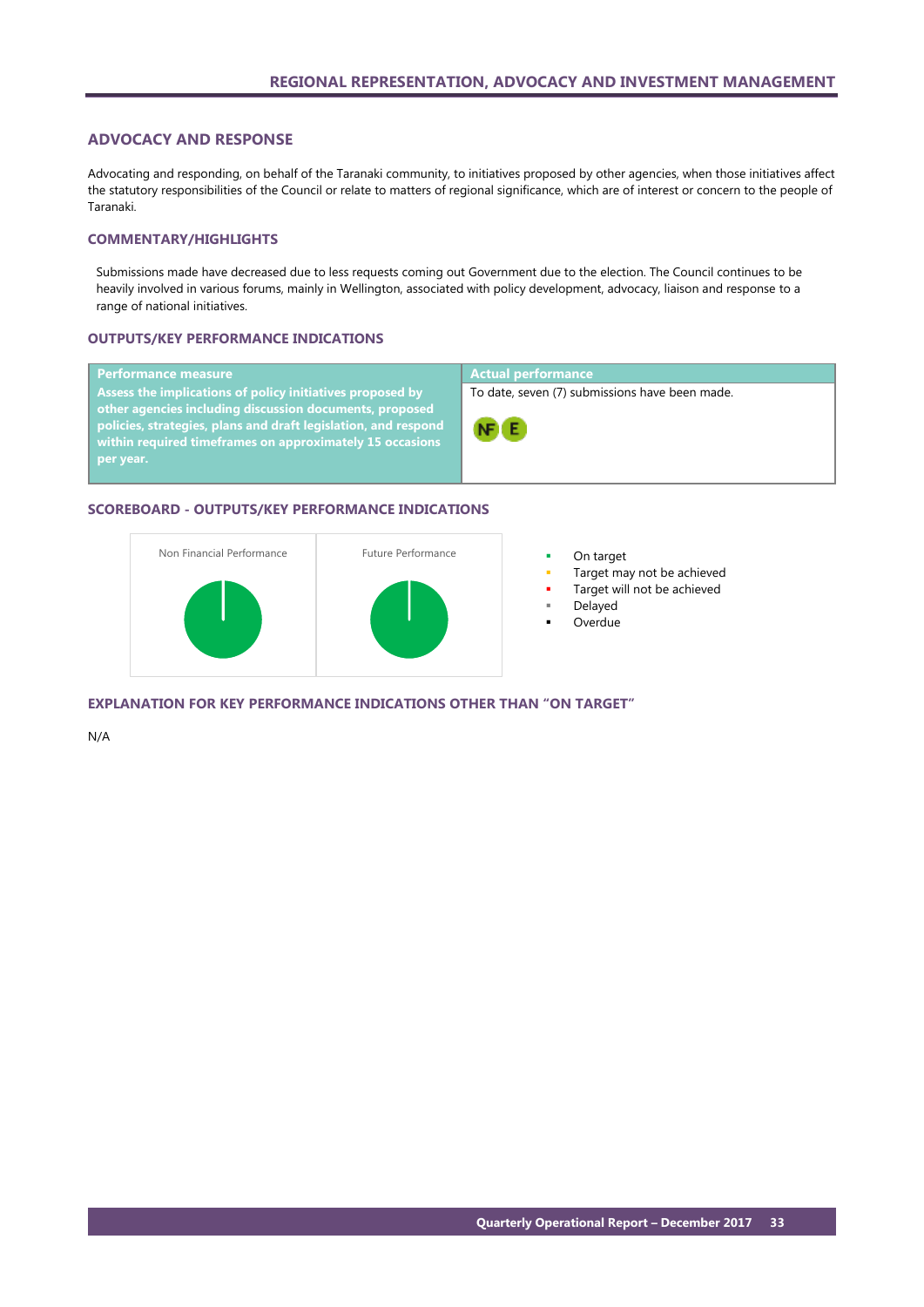## ADVOCACY AND RESPONSE

Advocating and responding, on behalf of the Taranaki community, to initiatives proposed by other agencies, when those initiatives affect the statutory responsibilities of the Council or relate to matters of regional significance, which are of interest or concern to the people of Taranaki.

### COMMENTARY/HIGHLIGHTS

Submissions made have decreased due to less requests coming out Government due to the election. The Council continues to be heavily involved in various forums, mainly in Wellington, associated with policy development, advocacy, liaison and response to a range of national initiatives.

### OUTPUTS/KEY PERFORMANCE INDICATIONS

| Performance measure | Actual performance |
|---|---|
| **Assess the implications of policy initiatives proposed by other agencies including discussion documents, proposed policies, strategies, plans and draft legislation, and respond within required timeframes on approximately 15 occasions per year.** | To date, seven (7) submissions have been made. NF E |

### SCOREBOARD - OUTPUTS/KEY PERFORMANCE INDICATIONS

Non Financial Performance

Future Performance

- On target
- Target may not be achieved
- Target will not be achieved
- Delayed
- Overdue

### EXPLANATION FOR KEY PERFORMANCE INDICATIONS OTHER THAN "ON TARGET"

N/A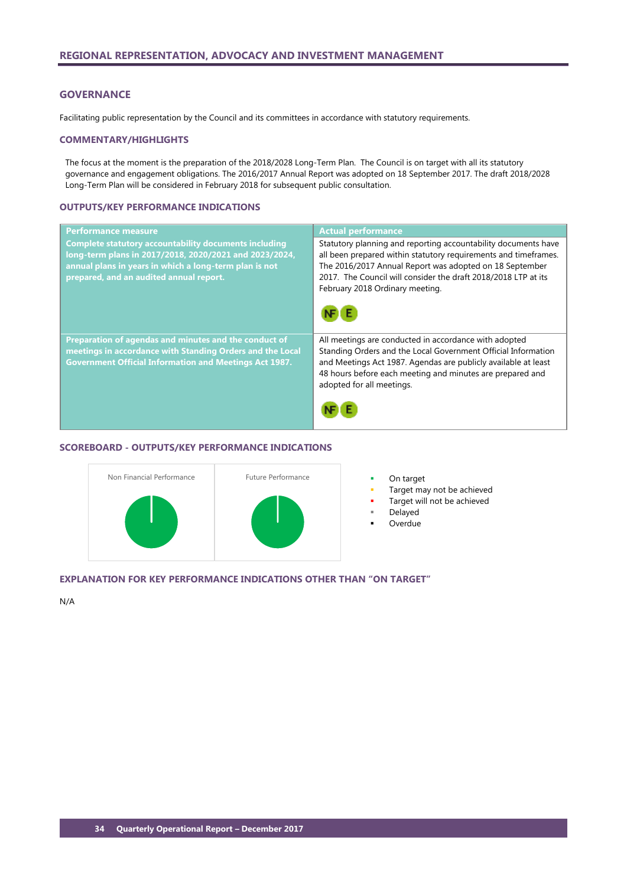## REGIONAL REPRESENTATION, ADVOCACY AND INVESTMENT MANAGEMENT

### GOVERNANCE

Facilitating public representation by the Council and its committees in accordance with statutory requirements.

#### COMMENTARY/HIGHLIGHTS

The focus at the moment is the preparation of the 2018/2028 Long-Term Plan. The Council is on target with all its statutory governance and engagement obligations. The 2016/2017 Annual Report was adopted on 18 September 2017. The draft 2018/2028 Long-Term Plan will be considered in February 2018 for subsequent public consultation.

#### OUTPUTS/KEY PERFORMANCE INDICATIONS

| Performance measure | Actual performance |
|---|---|
| **Complete statutory accountability documents including long-term plans in 2017/2018, 2020/2021 and 2023/2024, annual plans in years in which a long-term plan is not prepared, and an audited annual report.** | Statutory planning and reporting accountability documents have all been prepared within statutory requirements and timeframes. The 2016/2017 Annual Report was adopted on 18 September 2017. The Council will consider the draft 2018/2018 LTP at its February 2018 Ordinary meeting. NF E |
| **Preparation of agendas and minutes and the conduct of meetings in accordance with Standing Orders and the Local Government Official Information and Meetings Act 1987.** | All meetings are conducted in accordance with adopted Standing Orders and the Local Government Official Information and Meetings Act 1987. Agendas are publicly available at least 48 hours before each meeting and minutes are prepared and adopted for all meetings. NF E |

#### SCOREBOARD - OUTPUTS/KEY PERFORMANCE INDICATIONS

Non Financial Performance

Future Performance

- On target
- Target may not be achieved
- Target will not be achieved
- Delayed
- Overdue

#### EXPLANATION FOR KEY PERFORMANCE INDICATIONS OTHER THAN "ON TARGET"

N/A